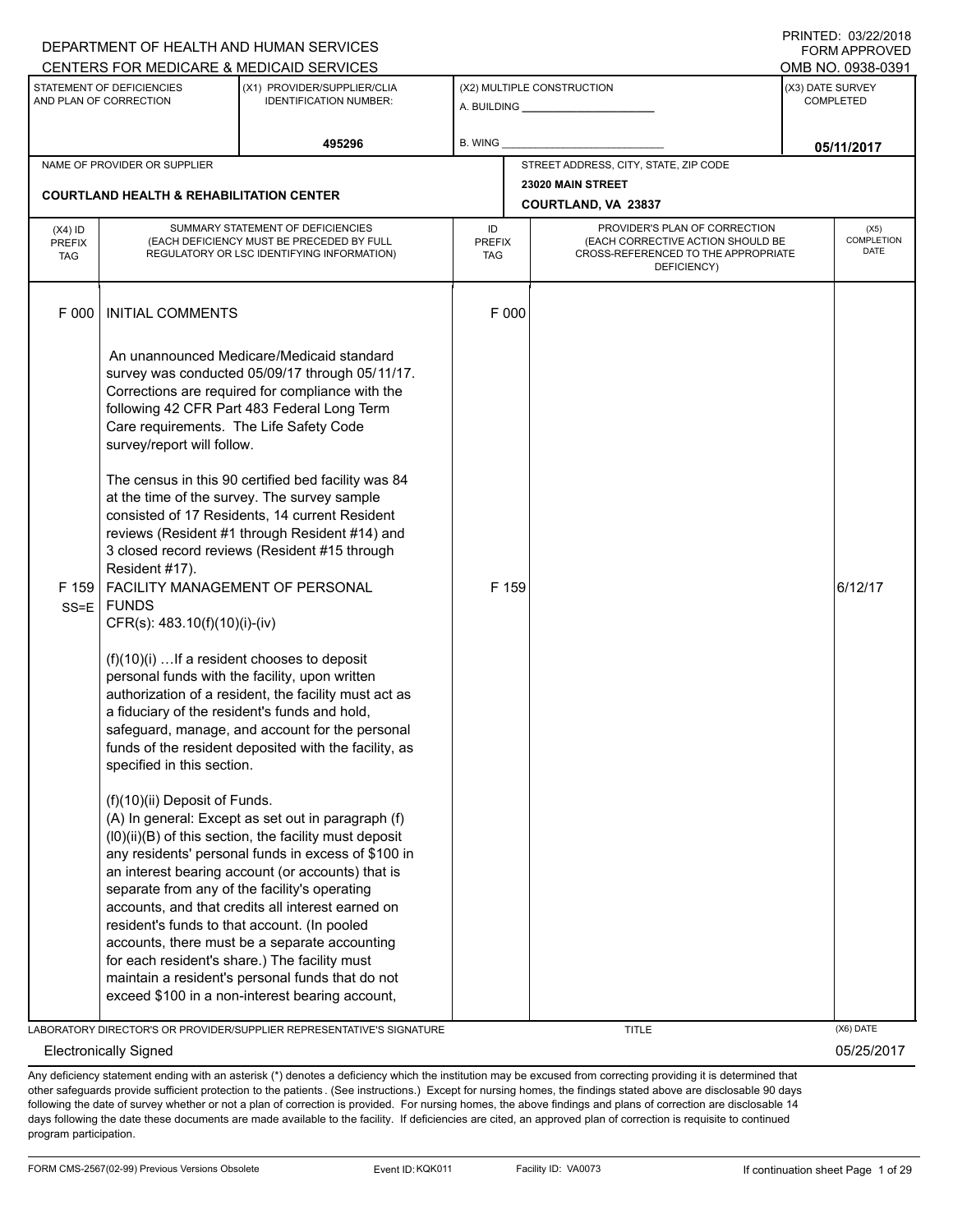DEPARTMENT OF HEALTH AND HUMAN SERVICES
CENTERS FOR MEDICARE & MEDICAID SERVICES

PRINTED: 03/22/2018
FORM APPROVED
OMB NO. 0938-0391

| STATEMENT OF DEFICIENCIES AND PLAN OF CORRECTION | (X1) PROVIDER/SUPPLIER/CLIA IDENTIFICATION NUMBER: | (X2) MULTIPLE CONSTRUCTION | (X3) DATE SURVEY COMPLETED |
|---|---|---|---|
| | 495296 | A. BUILDING ______ B. WING ______ | 05/11/2017 |

| NAME OF PROVIDER OR SUPPLIER | STREET ADDRESS, CITY, STATE, ZIP CODE |
|---|---|
| COURTLAND HEALTH & REHABILITATION CENTER | 23020 MAIN STREET COURTLAND, VA 23837 |

| (X4) ID PREFIX TAG | SUMMARY STATEMENT OF DEFICIENCIES (EACH DEFICIENCY MUST BE PRECEDED BY FULL REGULATORY OR LSC IDENTIFYING INFORMATION) | ID PREFIX TAG | PROVIDER'S PLAN OF CORRECTION (EACH CORRECTIVE ACTION SHOULD BE CROSS-REFERENCED TO THE APPROPRIATE DEFICIENCY) | (X5) COMPLETION DATE |
|---|---|---|---|---|
| F 000 | INITIAL COMMENTS<br><br>An unannounced Medicare/Medicaid standard survey was conducted 05/09/17 through 05/11/17. Corrections are required for compliance with the following 42 CFR Part 483 Federal Long Term Care requirements. The Life Safety Code survey/report will follow.<br><br>The census in this 90 certified bed facility was 84 at the time of the survey. The survey sample consisted of 17 Residents, 14 current Resident reviews (Resident #1 through Resident #14) and 3 closed record reviews (Resident #15 through Resident #17). | F 000 | | |
| F 159 SS=E | FACILITY MANAGEMENT OF PERSONAL FUNDS<br>CFR(s): 483.10(f)(10)(i)-(iv)<br><br>(f)(10)(i) …If a resident chooses to deposit personal funds with the facility, upon written authorization of a resident, the facility must act as a fiduciary of the resident's funds and hold, safeguard, manage, and account for the personal funds of the resident deposited with the facility, as specified in this section.<br><br>(f)(10)(ii) Deposit of Funds.<br>(A) In general: Except as set out in paragraph (f)(l0)(ii)(B) of this section, the facility must deposit any residents' personal funds in excess of \$100 in an interest bearing account (or accounts) that is separate from any of the facility's operating accounts, and that credits all interest earned on resident's funds to that account. (In pooled accounts, there must be a separate accounting for each resident's share.) The facility must maintain a resident's personal funds that do not exceed \$100 in a non-interest bearing account, | F 159 | | 6/12/17 |

LABORATORY DIRECTOR'S OR PROVIDER/SUPPLIER REPRESENTATIVE'S SIGNATURE: Electronically Signed
TITLE
(X6) DATE: 05/25/2017

Any deficiency statement ending with an asterisk (*) denotes a deficiency which the institution may be excused from correcting providing it is determined that other safeguards provide sufficient protection to the patients. (See instructions.) Except for nursing homes, the findings stated above are disclosable 90 days following the date of survey whether or not a plan of correction is provided. For nursing homes, the above findings and plans of correction are disclosable 14 days following the date these documents are made available to the facility. If deficiencies are cited, an approved plan of correction is requisite to continued program participation.

FORM CMS-2567(02-99) Previous Versions Obsolete | Event ID: KQK011 | Facility ID: VA0073 | If continuation sheet Page 1 of 29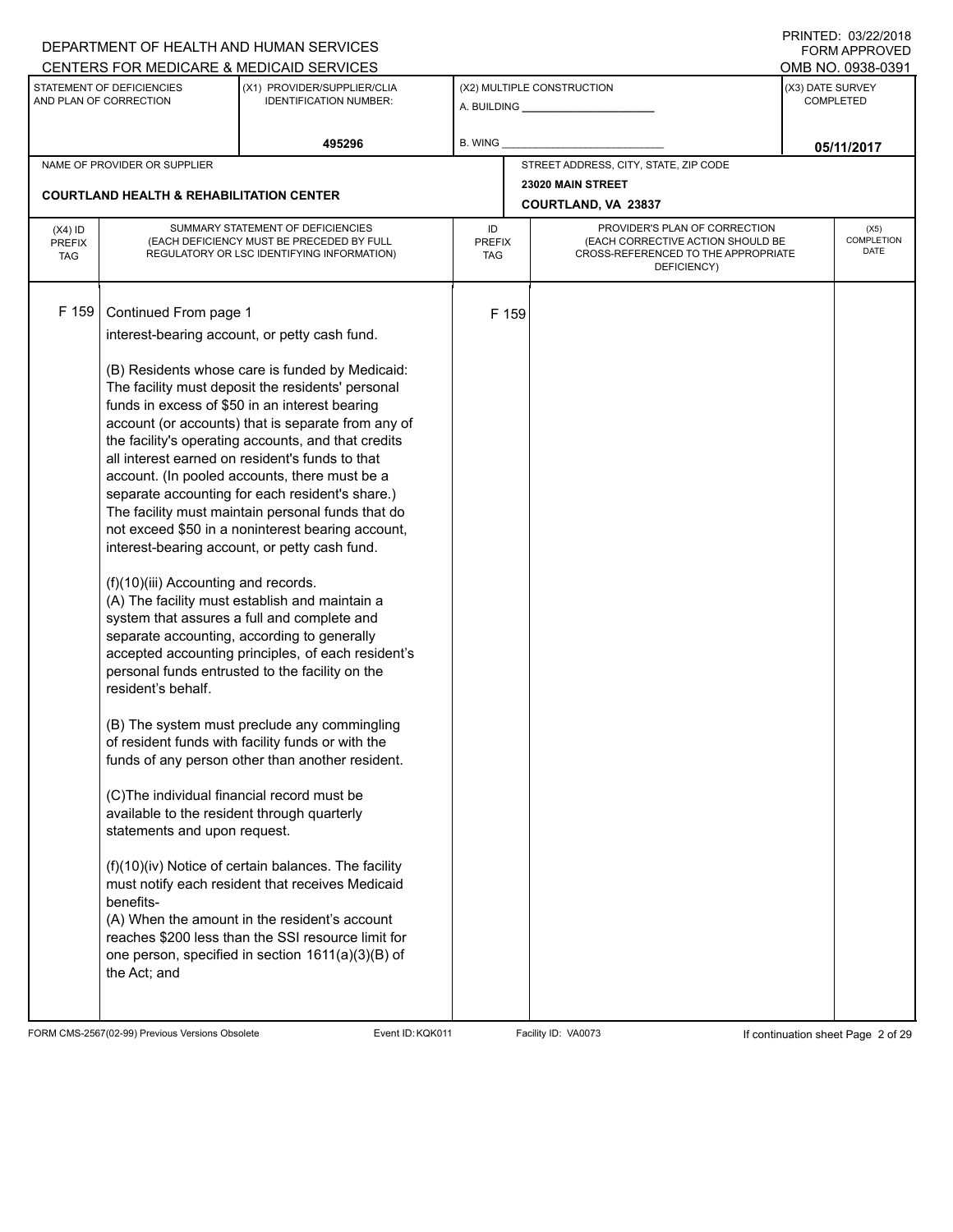DEPARTMENT OF HEALTH AND HUMAN SERVICES
CENTERS FOR MEDICARE & MEDICAID SERVICES

PRINTED: 03/22/2018
FORM APPROVED
OMB NO. 0938-0391

| STATEMENT OF DEFICIENCIES AND PLAN OF CORRECTION | (X1) PROVIDER/SUPPLIER/CLIA IDENTIFICATION NUMBER: | (X2) MULTIPLE CONSTRUCTION | (X3) DATE SURVEY COMPLETED |
|---|---|---|---|
| | 495296 | A. BUILDING ______ B. WING ______ | 05/11/2017 |

| NAME OF PROVIDER OR SUPPLIER | STREET ADDRESS, CITY, STATE, ZIP CODE |
|---|---|
| COURTLAND HEALTH & REHABILITATION CENTER | 23020 MAIN STREET COURTLAND, VA 23837 |

| (X4) ID PREFIX TAG | SUMMARY STATEMENT OF DEFICIENCIES (EACH DEFICIENCY MUST BE PRECEDED BY FULL REGULATORY OR LSC IDENTIFYING INFORMATION) | ID PREFIX TAG | PROVIDER'S PLAN OF CORRECTION (EACH CORRECTIVE ACTION SHOULD BE CROSS-REFERENCED TO THE APPROPRIATE DEFICIENCY) | (X5) COMPLETION DATE |
|---|---|---|---|---|
| F 159 | Continued From page 1 | F 159 | | |

interest-bearing account, or petty cash fund.

(B) Residents whose care is funded by Medicaid: The facility must deposit the residents' personal funds in excess of $50 in an interest bearing account (or accounts) that is separate from any of the facility's operating accounts, and that credits all interest earned on resident's funds to that account. (In pooled accounts, there must be a separate accounting for each resident's share.) The facility must maintain personal funds that do not exceed $50 in a noninterest bearing account, interest-bearing account, or petty cash fund.

(f)(10)(iii) Accounting and records.
(A) The facility must establish and maintain a system that assures a full and complete and separate accounting, according to generally accepted accounting principles, of each resident's personal funds entrusted to the facility on the resident's behalf.

(B) The system must preclude any commingling of resident funds with facility funds or with the funds of any person other than another resident.

(C)The individual financial record must be available to the resident through quarterly statements and upon request.

(f)(10)(iv) Notice of certain balances. The facility must notify each resident that receives Medicaid benefits-
(A) When the amount in the resident's account reaches $200 less than the SSI resource limit for one person, specified in section 1611(a)(3)(B) of the Act; and

FORM CMS-2567(02-99) Previous Versions Obsolete Event ID: KQK011 Facility ID: VA0073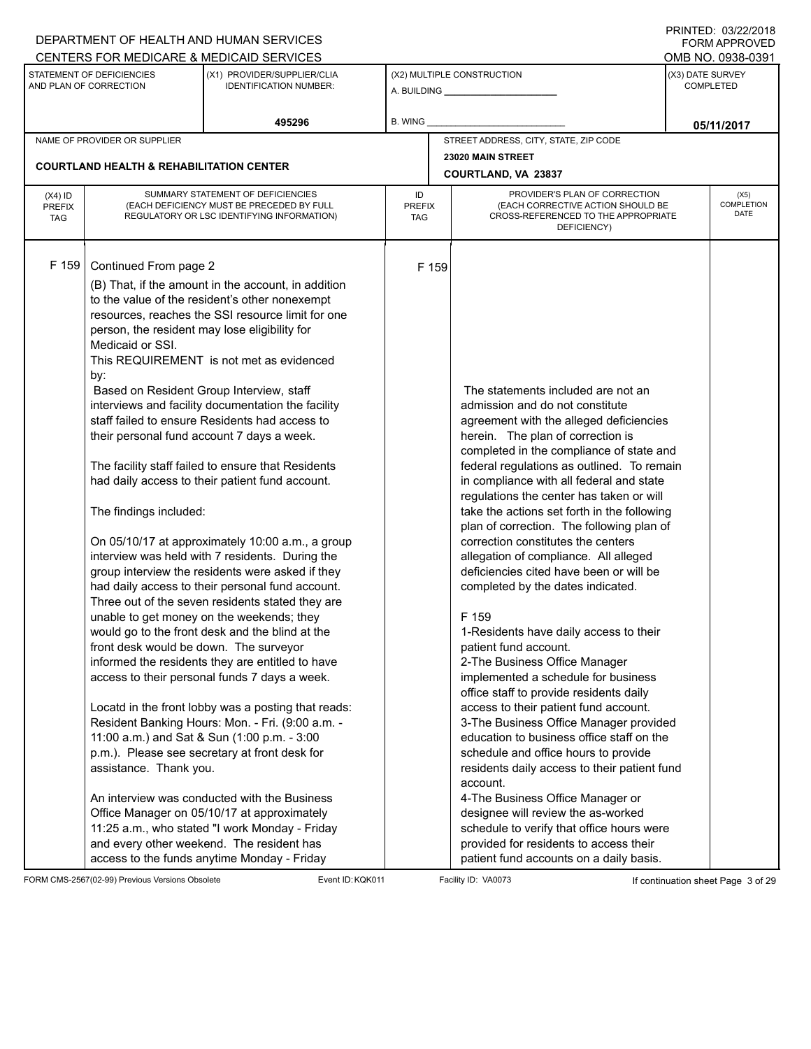DEPARTMENT OF HEALTH AND HUMAN SERVICES
CENTERS FOR MEDICARE & MEDICAID SERVICES

PRINTED: 03/22/2018
FORM APPROVED
OMB NO. 0938-0391

| STATEMENT OF DEFICIENCIES AND PLAN OF CORRECTION | (X1) PROVIDER/SUPPLIER/CLIA IDENTIFICATION NUMBER: | (X2) MULTIPLE CONSTRUCTION | (X3) DATE SURVEY COMPLETED |
|---|---|---|---|
| | 495296 | A. BUILDING ______ B. WING ______ | 05/11/2017 |

NAME OF PROVIDER OR SUPPLIER: **COURTLAND HEALTH & REHABILITATION CENTER**

STREET ADDRESS, CITY, STATE, ZIP CODE: **23020 MAIN STREET, COURTLAND, VA 23837**

| (X4) ID PREFIX TAG | SUMMARY STATEMENT OF DEFICIENCIES (EACH DEFICIENCY MUST BE PRECEDED BY FULL REGULATORY OR LSC IDENTIFYING INFORMATION) | ID PREFIX TAG | PROVIDER'S PLAN OF CORRECTION (EACH CORRECTIVE ACTION SHOULD BE CROSS-REFERENCED TO THE APPROPRIATE DEFICIENCY) | (X5) COMPLETION DATE |
|---|---|---|---|---|
| F 159 | Continued From page 2<br>(B) That, if the amount in the account, in addition to the value of the resident's other nonexempt resources, reaches the SSI resource limit for one person, the resident may lose eligibility for Medicaid or SSI.<br>This REQUIREMENT is not met as evidenced by:<br>Based on Resident Group Interview, staff interviews and facility documentation the facility staff failed to ensure Residents had access to their personal fund account 7 days a week.<br><br>The facility staff failed to ensure that Residents had daily access to their patient fund account.<br><br>The findings included:<br><br>On 05/10/17 at approximately 10:00 a.m., a group interview was held with 7 residents. During the group interview the residents were asked if they had daily access to their personal fund account. Three out of the seven residents stated they are unable to get money on the weekends; they would go to the front desk and the blind at the front desk would be down. The surveyor informed the residents they are entitled to have access to their personal funds 7 days a week.<br><br>Locatd in the front lobby was a posting that reads: Resident Banking Hours: Mon. - Fri. (9:00 a.m. - 11:00 a.m.) and Sat & Sun (1:00 p.m. - 3:00 p.m.). Please see secretary at front desk for assistance. Thank you.<br><br>An interview was conducted with the Business Office Manager on 05/10/17 at approximately 11:25 a.m., who stated "I work Monday - Friday and every other weekend. The resident has access to the funds anytime Monday - Friday | F 159 | The statements included are not an admission and do not constitute agreement with the alleged deficiencies herein. The plan of correction is completed in the compliance of state and federal regulations as outlined. To remain in compliance with all federal and state regulations the center has taken or will take the actions set forth in the following plan of correction. The following plan of correction constitutes the centers allegation of compliance. All alleged deficiencies cited have been or will be completed by the dates indicated.<br><br>F 159<br>1-Residents have daily access to their patient fund account.<br>2-The Business Office Manager implemented a schedule for business office staff to provide residents daily access to their patient fund account.<br>3-The Business Office Manager provided education to business office staff on the schedule and office hours to provide residents daily access to their patient fund account.<br>4-The Business Office Manager or designee will review the as-worked schedule to verify that office hours were provided for residents to access their patient fund accounts on a daily basis. | |

FORM CMS-2567(02-99) Previous Versions Obsolete | Event ID: KQK011 | Facility ID: VA0073 | If continuation sheet Page 3 of 29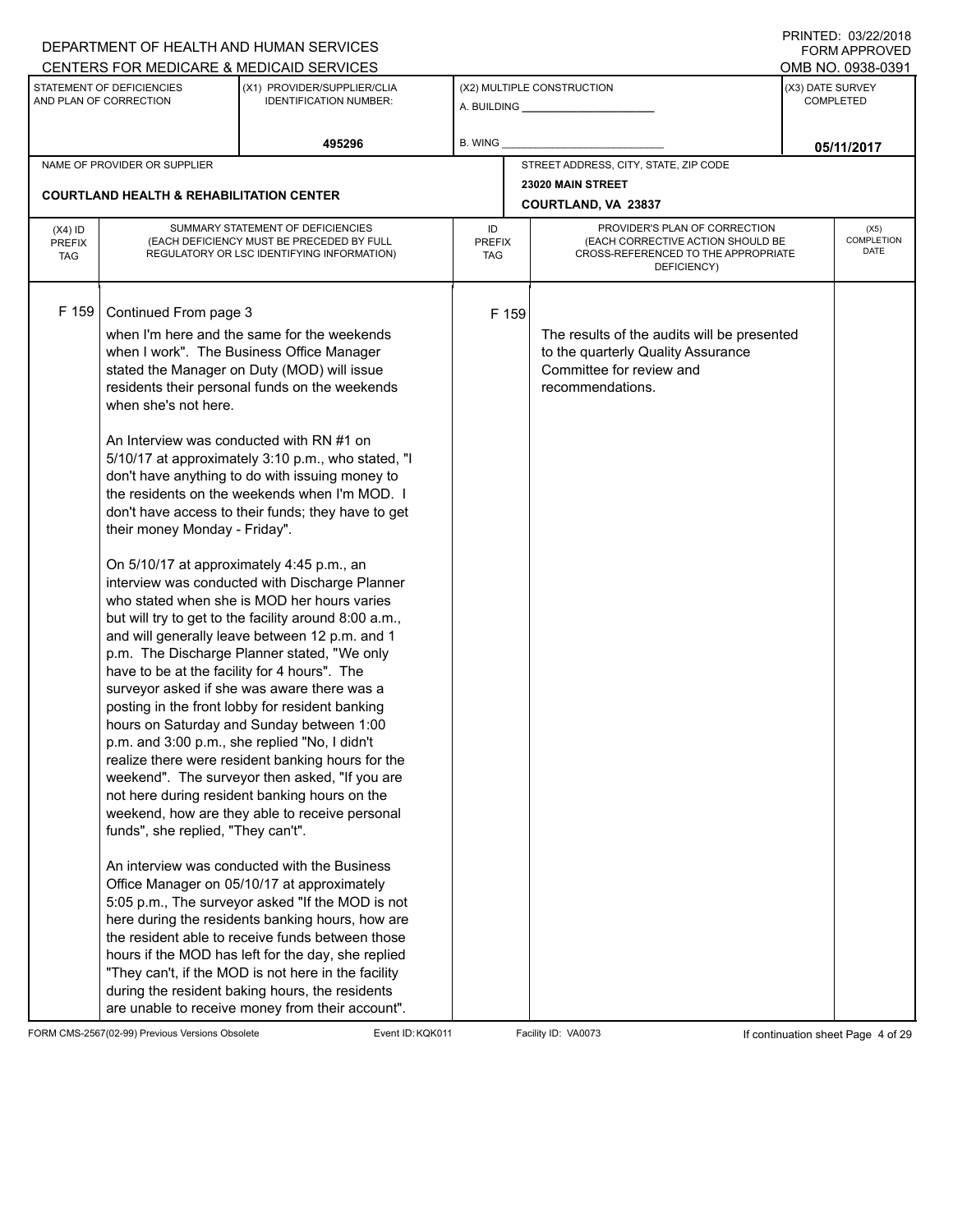DEPARTMENT OF HEALTH AND HUMAN SERVICES
CENTERS FOR MEDICARE & MEDICAID SERVICES

PRINTED: 03/22/2018
FORM APPROVED
OMB NO. 0938-0391

| STATEMENT OF DEFICIENCIES AND PLAN OF CORRECTION | (X1) PROVIDER/SUPPLIER/CLIA IDENTIFICATION NUMBER: | (X2) MULTIPLE CONSTRUCTION | (X3) DATE SURVEY COMPLETED |
|---|---|---|---|
| | 495296 | A. BUILDING ______ B. WING ______ | 05/11/2017 |

| NAME OF PROVIDER OR SUPPLIER | STREET ADDRESS, CITY, STATE, ZIP CODE |
|---|---|
| COURTLAND HEALTH & REHABILITATION CENTER | 23020 MAIN STREET COURTLAND, VA 23837 |

| (X4) ID PREFIX TAG | SUMMARY STATEMENT OF DEFICIENCIES (EACH DEFICIENCY MUST BE PRECEDED BY FULL REGULATORY OR LSC IDENTIFYING INFORMATION) | ID PREFIX TAG | PROVIDER'S PLAN OF CORRECTION (EACH CORRECTIVE ACTION SHOULD BE CROSS-REFERENCED TO THE APPROPRIATE DEFICIENCY) | (X5) COMPLETION DATE |
|---|---|---|---|---|
| F 159 | Continued From page 3<br>when I'm here and the same for the weekends when I work". The Business Office Manager stated the Manager on Duty (MOD) will issue residents their personal funds on the weekends when she's not here.<br><br>An Interview was conducted with RN #1 on 5/10/17 at approximately 3:10 p.m., who stated, "I don't have anything to do with issuing money to the residents on the weekends when I'm MOD. I don't have access to their funds; they have to get their money Monday - Friday".<br><br>On 5/10/17 at approximately 4:45 p.m., an interview was conducted with Discharge Planner who stated when she is MOD her hours varies but will try to get to the facility around 8:00 a.m., and will generally leave between 12 p.m. and 1 p.m. The Discharge Planner stated, "We only have to be at the facility for 4 hours". The surveyor asked if she was aware there was a posting in the front lobby for resident banking hours on Saturday and Sunday between 1:00 p.m. and 3:00 p.m., she replied "No, I didn't realize there were resident banking hours for the weekend". The surveyor then asked, "If you are not here during resident banking hours on the weekend, how are they able to receive personal funds", she replied, "They can't".<br><br>An interview was conducted with the Business Office Manager on 05/10/17 at approximately 5:05 p.m., The surveyor asked "If the MOD is not here during the residents banking hours, how are the resident able to receive funds between those hours if the MOD has left for the day, she replied "They can't, if the MOD is not here in the facility during the resident baking hours, the residents are unable to receive money from their account". | F 159 | The results of the audits will be presented to the quarterly Quality Assurance Committee for review and recommendations. | |

FORM CMS-2567(02-99) Previous Versions Obsolete Event ID: KQK011 Facility ID: VA0073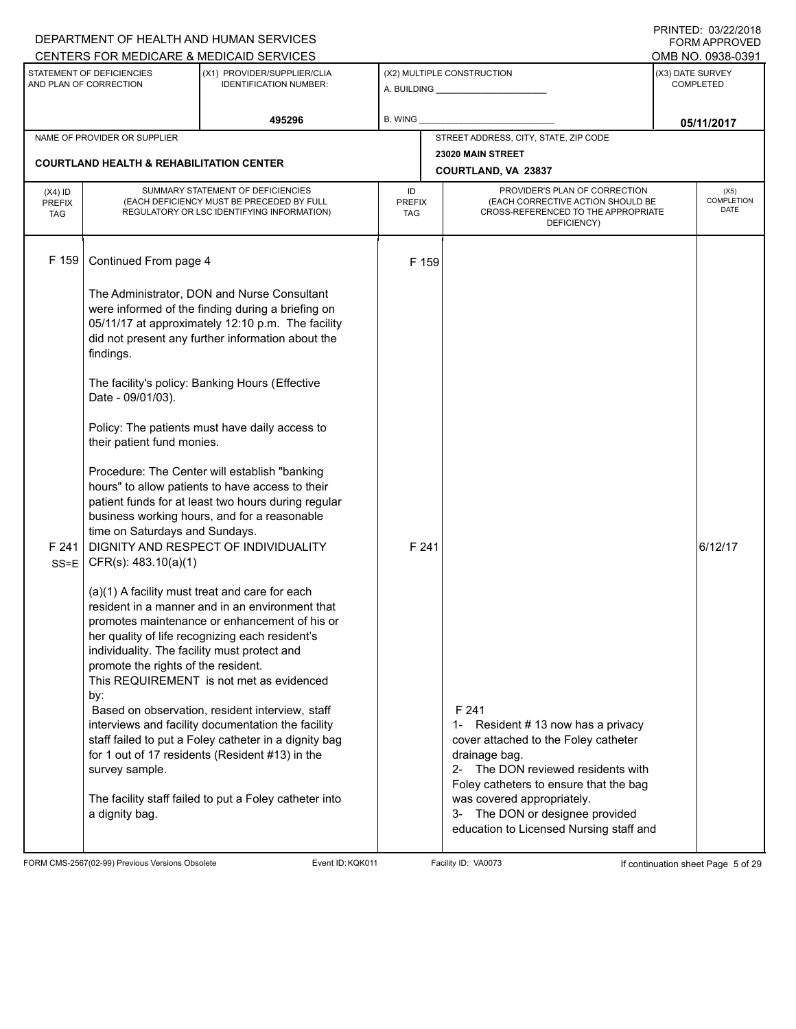DEPARTMENT OF HEALTH AND HUMAN SERVICES
CENTERS FOR MEDICARE & MEDICAID SERVICES

PRINTED: 03/22/2018
FORM APPROVED
OMB NO. 0938-0391

| STATEMENT OF DEFICIENCIES AND PLAN OF CORRECTION | (X1) PROVIDER/SUPPLIER/CLIA IDENTIFICATION NUMBER: | (X2) MULTIPLE CONSTRUCTION | (X3) DATE SURVEY COMPLETED |
|---|---|---|---|
| | 495296 | A. BUILDING ______ B. WING ______ | 05/11/2017 |

| NAME OF PROVIDER OR SUPPLIER | STREET ADDRESS, CITY, STATE, ZIP CODE |
|---|---|
| COURTLAND HEALTH & REHABILITATION CENTER | 23020 MAIN STREET COURTLAND, VA 23837 |

| (X4) ID PREFIX TAG | SUMMARY STATEMENT OF DEFICIENCIES (EACH DEFICIENCY MUST BE PRECEDED BY FULL REGULATORY OR LSC IDENTIFYING INFORMATION) | ID PREFIX TAG | PROVIDER'S PLAN OF CORRECTION (EACH CORRECTIVE ACTION SHOULD BE CROSS-REFERENCED TO THE APPROPRIATE DEFICIENCY) | (X5) COMPLETION DATE |
|---|---|---|---|---|
| F 159 | Continued From page 4<br><br>The Administrator, DON and Nurse Consultant were informed of the finding during a briefing on 05/11/17 at approximately 12:10 p.m. The facility did not present any further information about the findings.<br><br>The facility's policy: Banking Hours (Effective Date - 09/01/03).<br><br>Policy: The patients must have daily access to their patient fund monies.<br><br>Procedure: The Center will establish "banking hours" to allow patients to have access to their patient funds for at least two hours during regular business working hours, and for a reasonable time on Saturdays and Sundays. | F 159 | | |
| F 241 SS=E | DIGNITY AND RESPECT OF INDIVIDUALITY CFR(s): 483.10(a)(1)<br><br>(a)(1) A facility must treat and care for each resident in a manner and in an environment that promotes maintenance or enhancement of his or her quality of life recognizing each resident's individuality. The facility must protect and promote the rights of the resident.<br>This REQUIREMENT is not met as evidenced by:<br>Based on observation, resident interview, staff interviews and facility documentation the facility staff failed to put a Foley catheter in a dignity bag for 1 out of 17 residents (Resident #13) in the survey sample.<br><br>The facility staff failed to put a Foley catheter into a dignity bag. | F 241 | F 241<br>1- Resident # 13 now has a privacy cover attached to the Foley catheter drainage bag.<br>2- The DON reviewed residents with Foley catheters to ensure that the bag was covered appropriately.<br>3- The DON or designee provided education to Licensed Nursing staff and | 6/12/17 |

FORM CMS-2567(02-99) Previous Versions Obsolete Event ID: KQK011 Facility ID: VA0073 If continuation sheet Page 5 of 29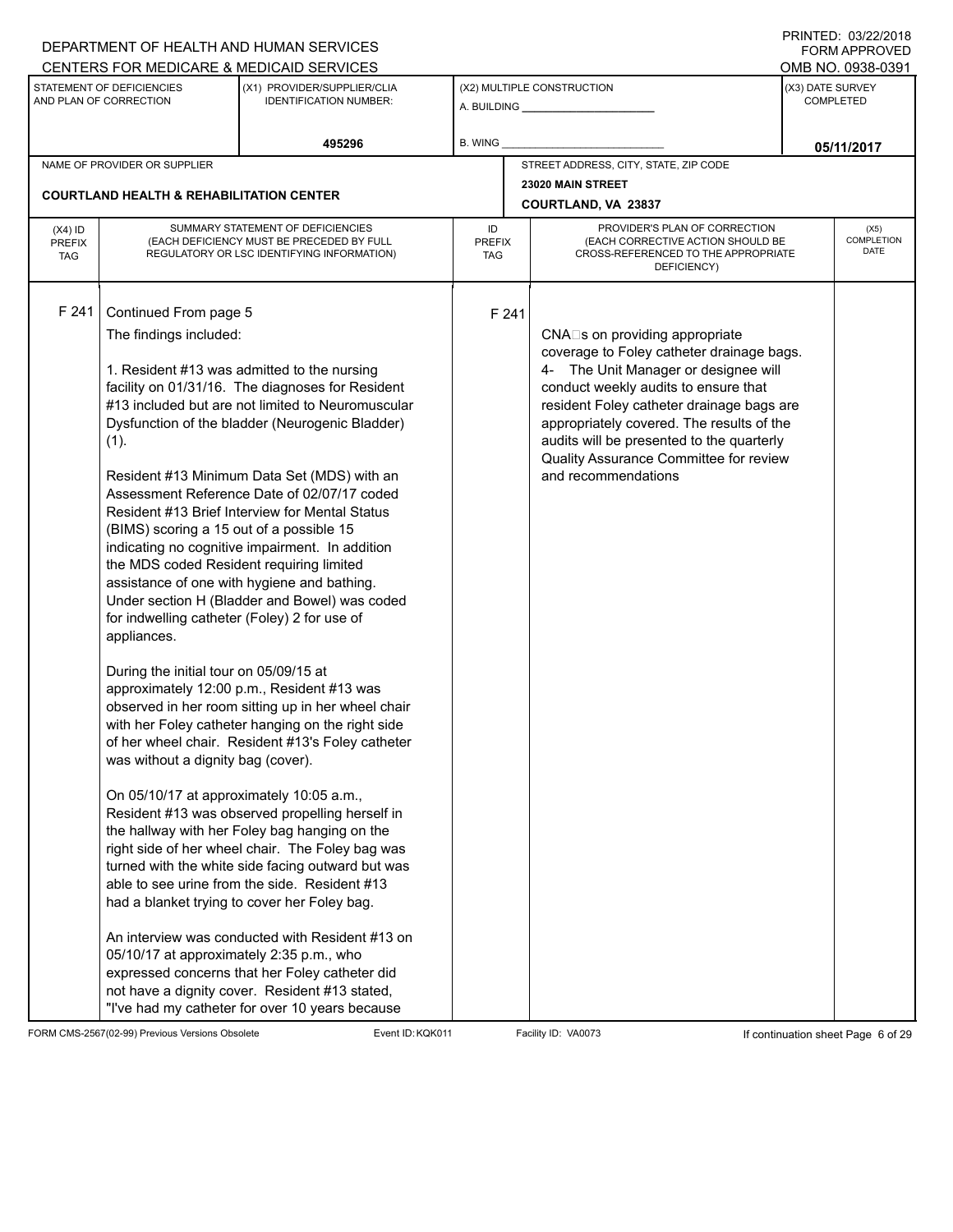DEPARTMENT OF HEALTH AND HUMAN SERVICES
CENTERS FOR MEDICARE & MEDICAID SERVICES

PRINTED: 03/22/2018
FORM APPROVED
OMB NO. 0938-0391

| STATEMENT OF DEFICIENCIES AND PLAN OF CORRECTION | (X1) PROVIDER/SUPPLIER/CLIA IDENTIFICATION NUMBER: | (X2) MULTIPLE CONSTRUCTION | (X3) DATE SURVEY COMPLETED |
|---|---|---|---|
| | 495296 | A. BUILDING ______ B. WING ______ | 05/11/2017 |

| NAME OF PROVIDER OR SUPPLIER | STREET ADDRESS, CITY, STATE, ZIP CODE |
|---|---|
| COURTLAND HEALTH & REHABILITATION CENTER | 23020 MAIN STREET COURTLAND, VA 23837 |

| (X4) ID PREFIX TAG | SUMMARY STATEMENT OF DEFICIENCIES (EACH DEFICIENCY MUST BE PRECEDED BY FULL REGULATORY OR LSC IDENTIFYING INFORMATION) | ID PREFIX TAG | PROVIDER'S PLAN OF CORRECTION (EACH CORRECTIVE ACTION SHOULD BE CROSS-REFERENCED TO THE APPROPRIATE DEFICIENCY) | (X5) COMPLETION DATE |
|---|---|---|---|---|
| F 241 | Continued From page 5 | F 241 | | |

The findings included:

1. Resident #13 was admitted to the nursing facility on 01/31/16. The diagnoses for Resident #13 included but are not limited to Neuromuscular Dysfunction of the bladder (Neurogenic Bladder) (1).

Resident #13 Minimum Data Set (MDS) with an Assessment Reference Date of 02/07/17 coded Resident #13 Brief Interview for Mental Status (BIMS) scoring a 15 out of a possible 15 indicating no cognitive impairment. In addition the MDS coded Resident requiring limited assistance of one with hygiene and bathing. Under section H (Bladder and Bowel) was coded for indwelling catheter (Foley) 2 for use of appliances.

During the initial tour on 05/09/15 at approximately 12:00 p.m., Resident #13 was observed in her room sitting up in her wheel chair with her Foley catheter hanging on the right side of her wheel chair. Resident #13's Foley catheter was without a dignity bag (cover).

On 05/10/17 at approximately 10:05 a.m., Resident #13 was observed propelling herself in the hallway with her Foley bag hanging on the right side of her wheel chair. The Foley bag was turned with the white side facing outward but was able to see urine from the side. Resident #13 had a blanket trying to cover her Foley bag.

An interview was conducted with Resident #13 on 05/10/17 at approximately 2:35 p.m., who expressed concerns that her Foley catheter did not have a dignity cover. Resident #13 stated, "I've had my catheter for over 10 years because

**Plan of Correction (F 241):**

CNA□s on providing appropriate coverage to Foley catheter drainage bags.
4- The Unit Manager or designee will conduct weekly audits to ensure that resident Foley catheter drainage bags are appropriately covered. The results of the audits will be presented to the quarterly Quality Assurance Committee for review and recommendations

FORM CMS-2567(02-99) Previous Versions Obsolete Event ID: KQK011 Facility ID: VA0073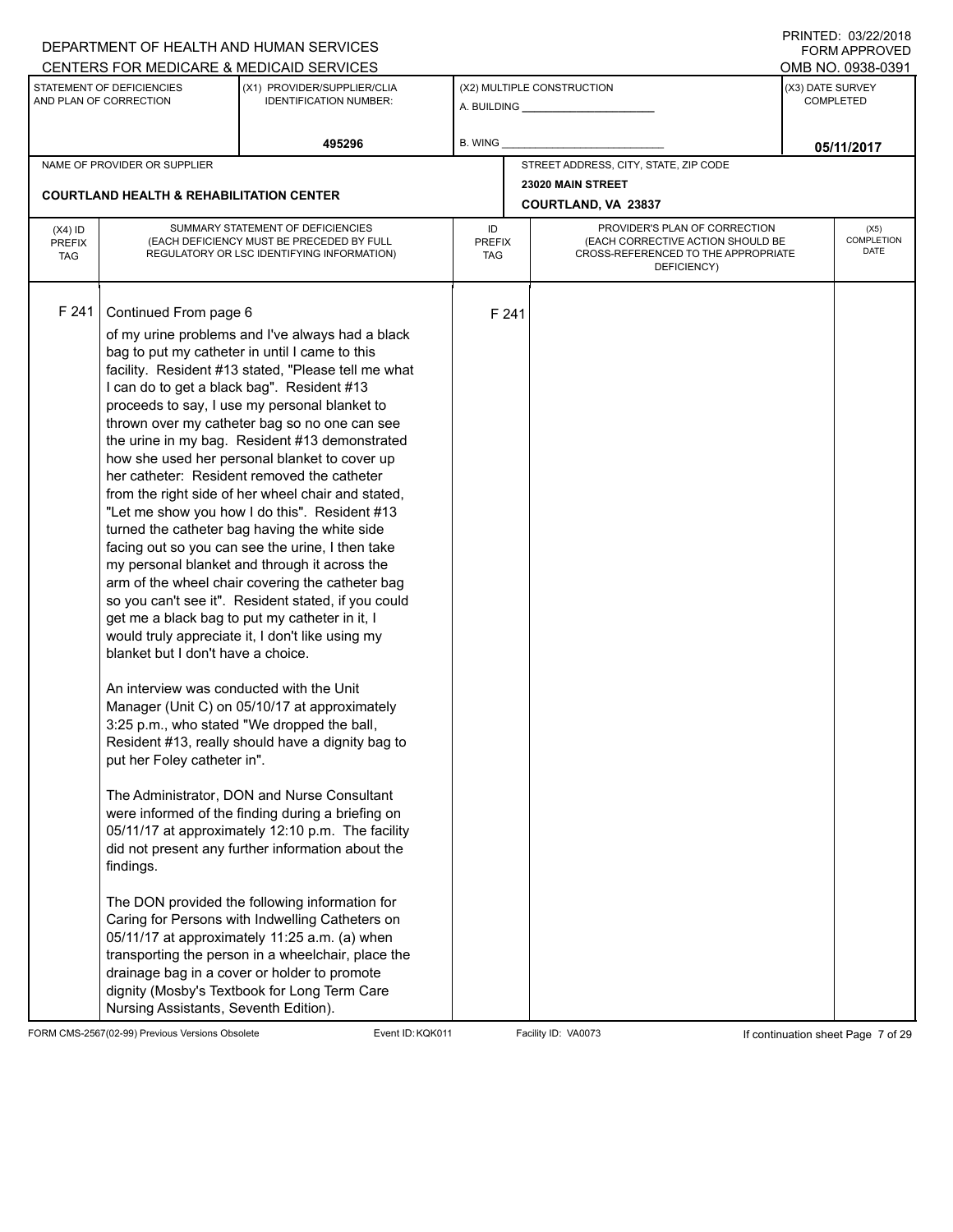DEPARTMENT OF HEALTH AND HUMAN SERVICES
CENTERS FOR MEDICARE & MEDICAID SERVICES

PRINTED: 03/22/2018
FORM APPROVED
OMB NO. 0938-0391

| STATEMENT OF DEFICIENCIES AND PLAN OF CORRECTION | (X1) PROVIDER/SUPPLIER/CLIA IDENTIFICATION NUMBER: | (X2) MULTIPLE CONSTRUCTION | (X3) DATE SURVEY COMPLETED |
|---|---|---|---|
| | 495296 | A. BUILDING ______ B. WING ______ | 05/11/2017 |

| NAME OF PROVIDER OR SUPPLIER | STREET ADDRESS, CITY, STATE, ZIP CODE |
|---|---|
| COURTLAND HEALTH & REHABILITATION CENTER | 23020 MAIN STREET COURTLAND, VA 23837 |

| (X4) ID PREFIX TAG | SUMMARY STATEMENT OF DEFICIENCIES (EACH DEFICIENCY MUST BE PRECEDED BY FULL REGULATORY OR LSC IDENTIFYING INFORMATION) | ID PREFIX TAG | PROVIDER'S PLAN OF CORRECTION (EACH CORRECTIVE ACTION SHOULD BE CROSS-REFERENCED TO THE APPROPRIATE DEFICIENCY) | (X5) COMPLETION DATE |
|---|---|---|---|---|
| F 241 | Continued From page 6 | F 241 | | |

of my urine problems and I've always had a black bag to put my catheter in until I came to this facility. Resident #13 stated, "Please tell me what I can do to get a black bag". Resident #13 proceeds to say, I use my personal blanket to thrown over my catheter bag so no one can see the urine in my bag. Resident #13 demonstrated how she used her personal blanket to cover up her catheter: Resident removed the catheter from the right side of her wheel chair and stated, "Let me show you how I do this". Resident #13 turned the catheter bag having the white side facing out so you can see the urine, I then take my personal blanket and through it across the arm of the wheel chair covering the catheter bag so you can't see it". Resident stated, if you could get me a black bag to put my catheter in it, I would truly appreciate it, I don't like using my blanket but I don't have a choice.

An interview was conducted with the Unit Manager (Unit C) on 05/10/17 at approximately 3:25 p.m., who stated "We dropped the ball, Resident #13, really should have a dignity bag to put her Foley catheter in".

The Administrator, DON and Nurse Consultant were informed of the finding during a briefing on 05/11/17 at approximately 12:10 p.m. The facility did not present any further information about the findings.

The DON provided the following information for Caring for Persons with Indwelling Catheters on 05/11/17 at approximately 11:25 a.m. (a) when transporting the person in a wheelchair, place the drainage bag in a cover or holder to promote dignity (Mosby's Textbook for Long Term Care Nursing Assistants, Seventh Edition).

FORM CMS-2567(02-99) Previous Versions Obsolete    Event ID: KQK011    Facility ID: VA0073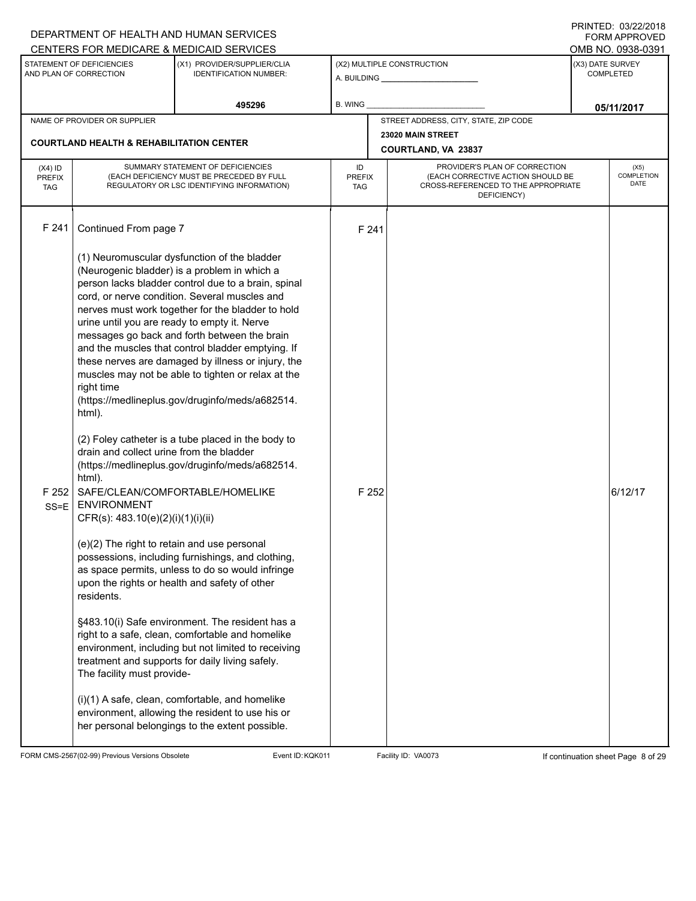DEPARTMENT OF HEALTH AND HUMAN SERVICES
CENTERS FOR MEDICARE & MEDICAID SERVICES

PRINTED: 03/22/2018
FORM APPROVED
OMB NO. 0938-0391

| STATEMENT OF DEFICIENCIES AND PLAN OF CORRECTION | (X1) PROVIDER/SUPPLIER/CLIA IDENTIFICATION NUMBER: | (X2) MULTIPLE CONSTRUCTION | (X3) DATE SURVEY COMPLETED |
|---|---|---|---|
| | 495296 | A. BUILDING ______ B. WING ______ | 05/11/2017 |

NAME OF PROVIDER OR SUPPLIER: **COURTLAND HEALTH & REHABILITATION CENTER**

STREET ADDRESS, CITY, STATE, ZIP CODE: **23020 MAIN STREET, COURTLAND, VA 23837**

| (X4) ID PREFIX TAG | SUMMARY STATEMENT OF DEFICIENCIES (EACH DEFICIENCY MUST BE PRECEDED BY FULL REGULATORY OR LSC IDENTIFYING INFORMATION) | ID PREFIX TAG | PROVIDER'S PLAN OF CORRECTION (EACH CORRECTIVE ACTION SHOULD BE CROSS-REFERENCED TO THE APPROPRIATE DEFICIENCY) | (X5) COMPLETION DATE |
|---|---|---|---|---|
| F 241 | Continued From page 7<br><br>(1) Neuromuscular dysfunction of the bladder (Neurogenic bladder) is a problem in which a person lacks bladder control due to a brain, spinal cord, or nerve condition. Several muscles and nerves must work together for the bladder to hold urine until you are ready to empty it. Nerve messages go back and forth between the brain and the muscles that control bladder emptying. If these nerves are damaged by illness or injury, the muscles may not be able to tighten or relax at the right time (https://medlineplus.gov/druginfo/meds/a682514.html).<br><br>(2) Foley catheter is a tube placed in the body to drain and collect urine from the bladder (https://medlineplus.gov/druginfo/meds/a682514.html). | F 241 | | |
| F 252 SS=E | SAFE/CLEAN/COMFORTABLE/HOMELIKE ENVIRONMENT<br>CFR(s): 483.10(e)(2)(i)(1)(i)(ii)<br><br>(e)(2) The right to retain and use personal possessions, including furnishings, and clothing, as space permits, unless to do so would infringe upon the rights or health and safety of other residents.<br><br>§483.10(i) Safe environment. The resident has a right to a safe, clean, comfortable and homelike environment, including but not limited to receiving treatment and supports for daily living safely. The facility must provide-<br><br>(i)(1) A safe, clean, comfortable, and homelike environment, allowing the resident to use his or her personal belongings to the extent possible. | F 252 | | 6/12/17 |

FORM CMS-2567(02-99) Previous Versions Obsolete | Event ID: KQK011 | Facility ID: VA0073 | If continuation sheet Page 8 of 29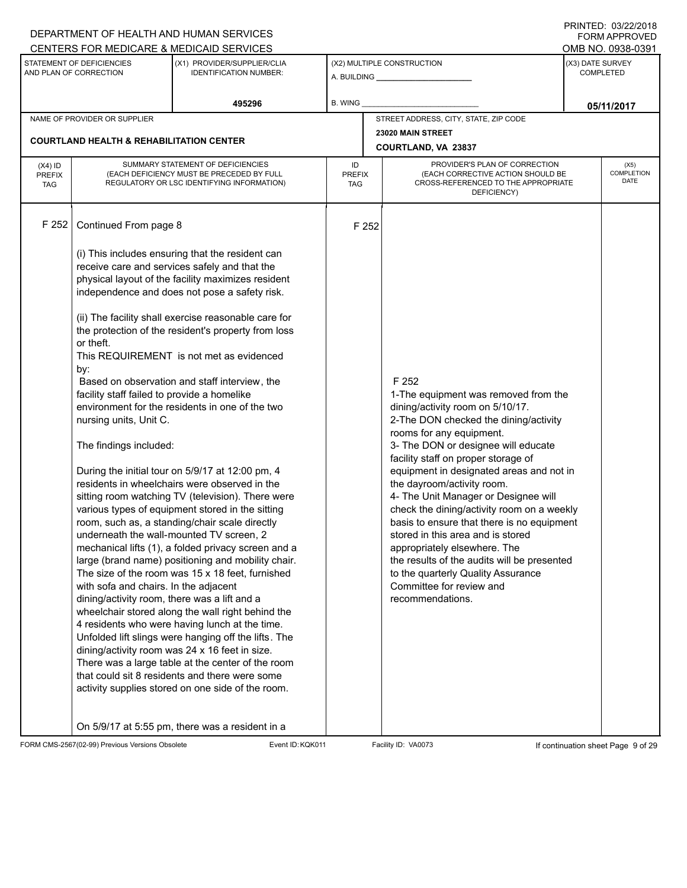DEPARTMENT OF HEALTH AND HUMAN SERVICES
CENTERS FOR MEDICARE & MEDICAID SERVICES

PRINTED: 03/22/2018
FORM APPROVED
OMB NO. 0938-0391

| STATEMENT OF DEFICIENCIES AND PLAN OF CORRECTION | (X1) PROVIDER/SUPPLIER/CLIA IDENTIFICATION NUMBER: | (X2) MULTIPLE CONSTRUCTION | (X3) DATE SURVEY COMPLETED |
|---|---|---|---|
| | 495296 | A. BUILDING ______ B. WING ______ | 05/11/2017 |

| NAME OF PROVIDER OR SUPPLIER | STREET ADDRESS, CITY, STATE, ZIP CODE |
|---|---|
| COURTLAND HEALTH & REHABILITATION CENTER | 23020 MAIN STREET COURTLAND, VA 23837 |

| (X4) ID PREFIX TAG | SUMMARY STATEMENT OF DEFICIENCIES (EACH DEFICIENCY MUST BE PRECEDED BY FULL REGULATORY OR LSC IDENTIFYING INFORMATION) | ID PREFIX TAG | PROVIDER'S PLAN OF CORRECTION (EACH CORRECTIVE ACTION SHOULD BE CROSS-REFERENCED TO THE APPROPRIATE DEFICIENCY) | (X5) COMPLETION DATE |
|---|---|---|---|---|
| F 252 | Continued From page 8<br><br>(i) This includes ensuring that the resident can receive care and services safely and that the physical layout of the facility maximizes resident independence and does not pose a safety risk.<br><br>(ii) The facility shall exercise reasonable care for the protection of the resident's property from loss or theft.<br>This REQUIREMENT is not met as evidenced by:<br>Based on observation and staff interview, the facility staff failed to provide a homelike environment for the residents in one of the two nursing units, Unit C.<br><br>The findings included:<br><br>During the initial tour on 5/9/17 at 12:00 pm, 4 residents in wheelchairs were observed in the sitting room watching TV (television). There were various types of equipment stored in the sitting room, such as, a standing/chair scale directly underneath the wall-mounted TV screen, 2 mechanical lifts (1), a folded privacy screen and a large (brand name) positioning and mobility chair. The size of the room was 15 x 18 feet, furnished with sofa and chairs. In the adjacent dining/activity room, there was a lift and a wheelchair stored along the wall right behind the 4 residents who were having lunch at the time. Unfolded lift slings were hanging off the lifts. The dining/activity room was 24 x 16 feet in size. There was a large table at the center of the room that could sit 8 residents and there were some activity supplies stored on one side of the room.<br><br>On 5/9/17 at 5:55 pm, there was a resident in a | F 252 | F 252<br>1-The equipment was removed from the dining/activity room on 5/10/17.<br>2-The DON checked the dining/activity rooms for any equipment.<br>3- The DON or designee will educate facility staff on proper storage of equipment in designated areas and not in the dayroom/activity room.<br>4- The Unit Manager or Designee will check the dining/activity room on a weekly basis to ensure that there is no equipment stored in this area and is stored appropriately elsewhere. The the results of the audits will be presented to the quarterly Quality Assurance Committee for review and recommendations. | |

FORM CMS-2567(02-99) Previous Versions Obsolete Event ID: KQK011 Facility ID: VA0073 If continuation sheet Page 9 of 29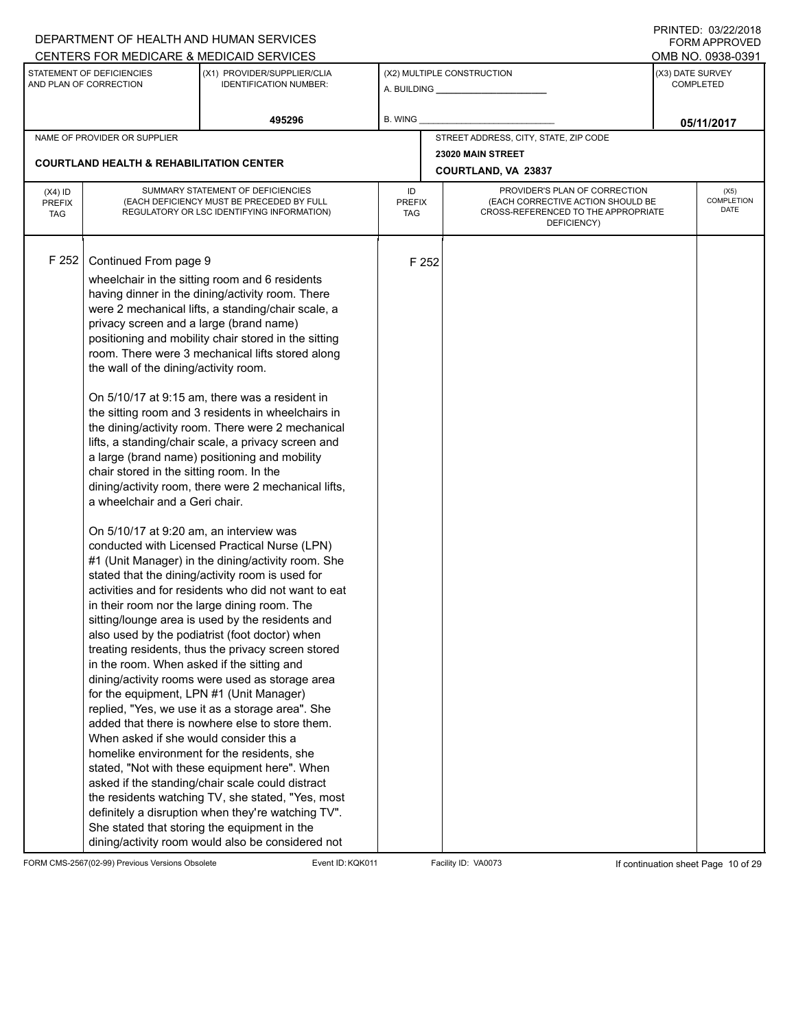DEPARTMENT OF HEALTH AND HUMAN SERVICES
CENTERS FOR MEDICARE & MEDICAID SERVICES

PRINTED: 03/22/2018
FORM APPROVED
OMB NO. 0938-0391

| STATEMENT OF DEFICIENCIES AND PLAN OF CORRECTION | (X1) PROVIDER/SUPPLIER/CLIA IDENTIFICATION NUMBER: | (X2) MULTIPLE CONSTRUCTION | (X3) DATE SURVEY COMPLETED |
|---|---|---|---|
| | 495296 | A. BUILDING ______ B. WING ______ | 05/11/2017 |

| NAME OF PROVIDER OR SUPPLIER | STREET ADDRESS, CITY, STATE, ZIP CODE |
|---|---|
| COURTLAND HEALTH & REHABILITATION CENTER | 23020 MAIN STREET COURTLAND, VA 23837 |

| (X4) ID PREFIX TAG | SUMMARY STATEMENT OF DEFICIENCIES (EACH DEFICIENCY MUST BE PRECEDED BY FULL REGULATORY OR LSC IDENTIFYING INFORMATION) | ID PREFIX TAG | PROVIDER'S PLAN OF CORRECTION (EACH CORRECTIVE ACTION SHOULD BE CROSS-REFERENCED TO THE APPROPRIATE DEFICIENCY) | (X5) COMPLETION DATE |
|---|---|---|---|---|
| F 252 | Continued From page 9 | F 252 | | |

wheelchair in the sitting room and 6 residents having dinner in the dining/activity room. There were 2 mechanical lifts, a standing/chair scale, a privacy screen and a large (brand name) positioning and mobility chair stored in the sitting room. There were 3 mechanical lifts stored along the wall of the dining/activity room.

On 5/10/17 at 9:15 am, there was a resident in the sitting room and 3 residents in wheelchairs in the dining/activity room. There were 2 mechanical lifts, a standing/chair scale, a privacy screen and a large (brand name) positioning and mobility chair stored in the sitting room. In the dining/activity room, there were 2 mechanical lifts, a wheelchair and a Geri chair.

On 5/10/17 at 9:20 am, an interview was conducted with Licensed Practical Nurse (LPN) #1 (Unit Manager) in the dining/activity room. She stated that the dining/activity room is used for activities and for residents who did not want to eat in their room nor the large dining room. The sitting/lounge area is used by the residents and also used by the podiatrist (foot doctor) when treating residents, thus the privacy screen stored in the room. When asked if the sitting and dining/activity rooms were used as storage area for the equipment, LPN #1 (Unit Manager) replied, "Yes, we use it as a storage area". She added that there is nowhere else to store them. When asked if she would consider this a homelike environment for the residents, she stated, "Not with these equipment here". When asked if the standing/chair scale could distract the residents watching TV, she stated, "Yes, most definitely a disruption when they're watching TV". She stated that storing the equipment in the dining/activity room would also be considered not

FORM CMS-2567(02-99) Previous Versions Obsolete Event ID: KQK011 Facility ID: VA0073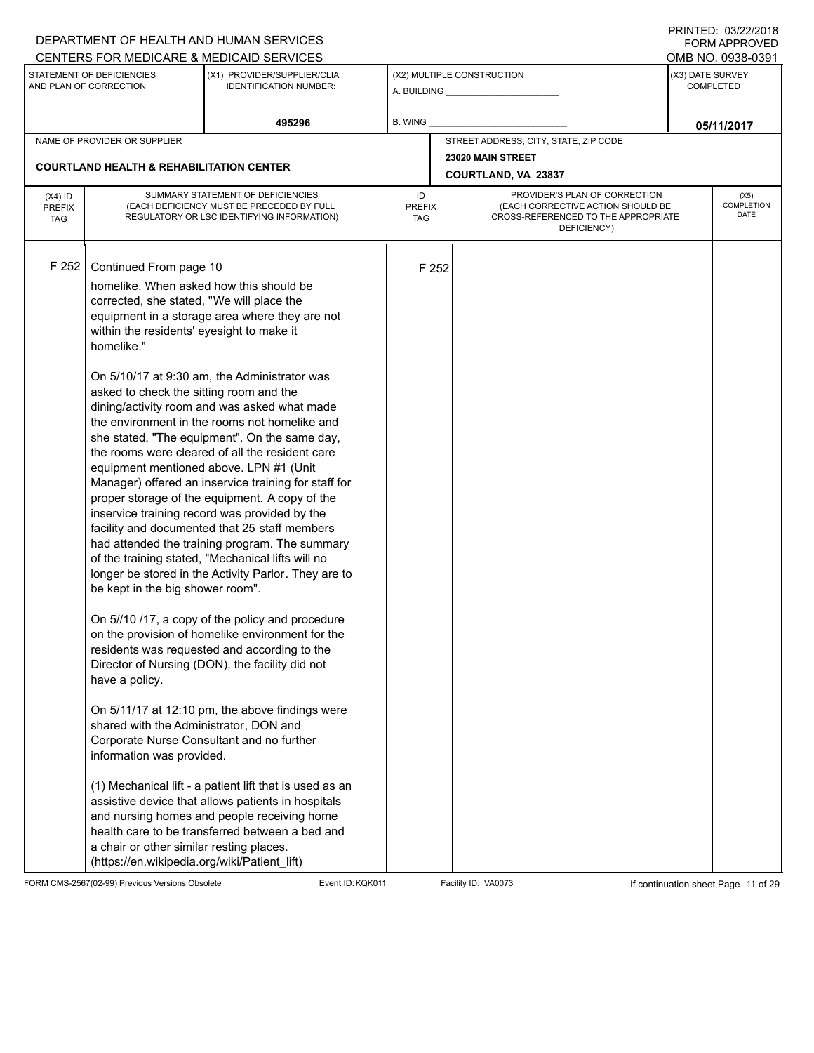DEPARTMENT OF HEALTH AND HUMAN SERVICES
CENTERS FOR MEDICARE & MEDICAID SERVICES

PRINTED: 03/22/2018
FORM APPROVED
OMB NO. 0938-0391

| STATEMENT OF DEFICIENCIES AND PLAN OF CORRECTION | (X1) PROVIDER/SUPPLIER/CLIA IDENTIFICATION NUMBER: | (X2) MULTIPLE CONSTRUCTION | (X3) DATE SURVEY COMPLETED |
|---|---|---|---|
| | 495296 | A. BUILDING ______ B. WING ______ | 05/11/2017 |

| NAME OF PROVIDER OR SUPPLIER | STREET ADDRESS, CITY, STATE, ZIP CODE |
|---|---|
| COURTLAND HEALTH & REHABILITATION CENTER | 23020 MAIN STREET COURTLAND, VA 23837 |

| (X4) ID PREFIX TAG | SUMMARY STATEMENT OF DEFICIENCIES (EACH DEFICIENCY MUST BE PRECEDED BY FULL REGULATORY OR LSC IDENTIFYING INFORMATION) | ID PREFIX TAG | PROVIDER'S PLAN OF CORRECTION (EACH CORRECTIVE ACTION SHOULD BE CROSS-REFERENCED TO THE APPROPRIATE DEFICIENCY) | (X5) COMPLETION DATE |
|---|---|---|---|---|
| F 252 | Continued From page 10 | F 252 | | |

homelike. When asked how this should be corrected, she stated, "We will place the equipment in a storage area where they are not within the residents' eyesight to make it homelike."

On 5/10/17 at 9:30 am, the Administrator was asked to check the sitting room and the dining/activity room and was asked what made the environment in the rooms not homelike and she stated, "The equipment". On the same day, the rooms were cleared of all the resident care equipment mentioned above. LPN #1 (Unit Manager) offered an inservice training for staff for proper storage of the equipment. A copy of the inservice training record was provided by the facility and documented that 25 staff members had attended the training program. The summary of the training stated, "Mechanical lifts will no longer be stored in the Activity Parlor. They are to be kept in the big shower room".

On 5//10 /17, a copy of the policy and procedure on the provision of homelike environment for the residents was requested and according to the Director of Nursing (DON), the facility did not have a policy.

On 5/11/17 at 12:10 pm, the above findings were shared with the Administrator, DON and Corporate Nurse Consultant and no further information was provided.

(1) Mechanical lift - a patient lift that is used as an assistive device that allows patients in hospitals and nursing homes and people receiving home health care to be transferred between a bed and a chair or other similar resting places. (https://en.wikipedia.org/wiki/Patient_lift)

FORM CMS-2567(02-99) Previous Versions Obsolete Event ID: KQK011 Facility ID: VA0073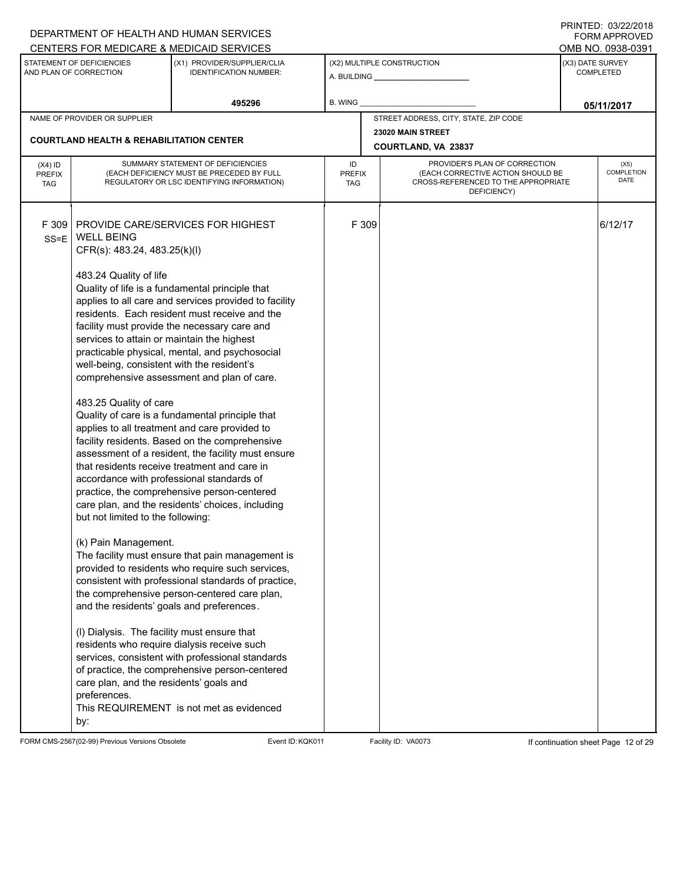DEPARTMENT OF HEALTH AND HUMAN SERVICES
CENTERS FOR MEDICARE & MEDICAID SERVICES

PRINTED: 03/22/2018
FORM APPROVED
OMB NO. 0938-0391

| STATEMENT OF DEFICIENCIES AND PLAN OF CORRECTION | (X1) PROVIDER/SUPPLIER/CLIA IDENTIFICATION NUMBER: | (X2) MULTIPLE CONSTRUCTION | (X3) DATE SURVEY COMPLETED |
|---|---|---|---|
| | 495296 | A. BUILDING ______ B. WING ______ | 05/11/2017 |

| NAME OF PROVIDER OR SUPPLIER | STREET ADDRESS, CITY, STATE, ZIP CODE |
|---|---|
| COURTLAND HEALTH & REHABILITATION CENTER | 23020 MAIN STREET COURTLAND, VA 23837 |

| (X4) ID PREFIX TAG | SUMMARY STATEMENT OF DEFICIENCIES (EACH DEFICIENCY MUST BE PRECEDED BY FULL REGULATORY OR LSC IDENTIFYING INFORMATION) | ID PREFIX TAG | PROVIDER'S PLAN OF CORRECTION (EACH CORRECTIVE ACTION SHOULD BE CROSS-REFERENCED TO THE APPROPRIATE DEFICIENCY) | (X5) COMPLETION DATE |
|---|---|---|---|---|
| F 309 SS=E | PROVIDE CARE/SERVICES FOR HIGHEST WELL BEING<br>CFR(s): 483.24, 483.25(k)(l)<br><br>483.24 Quality of life<br>Quality of life is a fundamental principle that applies to all care and services provided to facility residents. Each resident must receive and the facility must provide the necessary care and services to attain or maintain the highest practicable physical, mental, and psychosocial well-being, consistent with the resident's comprehensive assessment and plan of care.<br><br>483.25 Quality of care<br>Quality of care is a fundamental principle that applies to all treatment and care provided to facility residents. Based on the comprehensive assessment of a resident, the facility must ensure that residents receive treatment and care in accordance with professional standards of practice, the comprehensive person-centered care plan, and the residents' choices, including but not limited to the following:<br><br>(k) Pain Management.<br>The facility must ensure that pain management is provided to residents who require such services, consistent with professional standards of practice, the comprehensive person-centered care plan, and the residents' goals and preferences.<br><br>(l) Dialysis. The facility must ensure that residents who require dialysis receive such services, consistent with professional standards of practice, the comprehensive person-centered care plan, and the residents' goals and preferences.<br>This REQUIREMENT is not met as evidenced by: | F 309 | | 6/12/17 |

FORM CMS-2567(02-99) Previous Versions Obsolete Event ID: KQK011 Facility ID: VA0073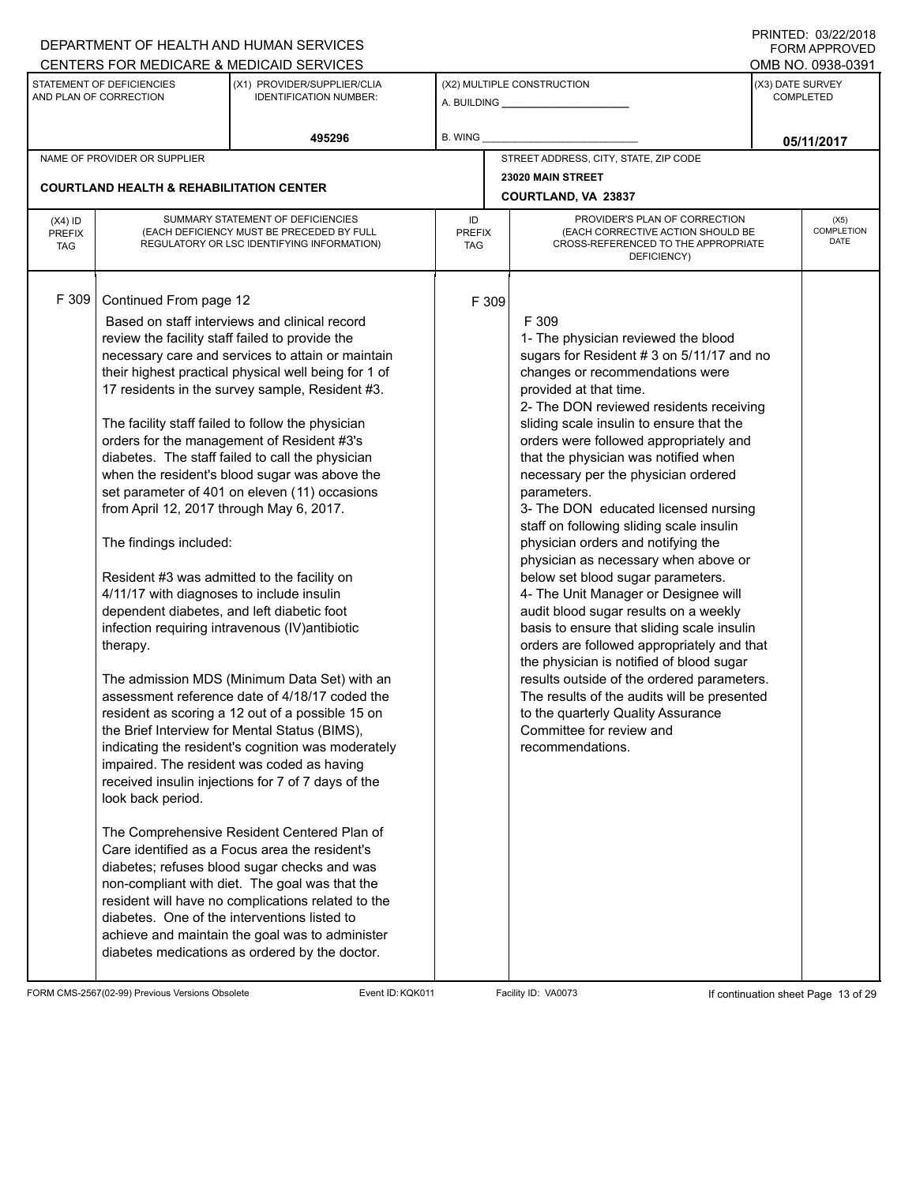DEPARTMENT OF HEALTH AND HUMAN SERVICES
CENTERS FOR MEDICARE & MEDICAID SERVICES

PRINTED: 03/22/2018
FORM APPROVED
OMB NO. 0938-0391

| STATEMENT OF DEFICIENCIES AND PLAN OF CORRECTION | (X1) PROVIDER/SUPPLIER/CLIA IDENTIFICATION NUMBER: | (X2) MULTIPLE CONSTRUCTION | (X3) DATE SURVEY COMPLETED |
|---|---|---|---|
| | 495296 | A. BUILDING ______ B. WING ______ | 05/11/2017 |

| NAME OF PROVIDER OR SUPPLIER | STREET ADDRESS, CITY, STATE, ZIP CODE |
|---|---|
| COURTLAND HEALTH & REHABILITATION CENTER | 23020 MAIN STREET COURTLAND, VA 23837 |

| (X4) ID PREFIX TAG | SUMMARY STATEMENT OF DEFICIENCIES (EACH DEFICIENCY MUST BE PRECEDED BY FULL REGULATORY OR LSC IDENTIFYING INFORMATION) | ID PREFIX TAG | PROVIDER'S PLAN OF CORRECTION (EACH CORRECTIVE ACTION SHOULD BE CROSS-REFERENCED TO THE APPROPRIATE DEFICIENCY) | (X5) COMPLETION DATE |
|---|---|---|---|---|
| F 309 | Continued From page 12<br>Based on staff interviews and clinical record review the facility staff failed to provide the necessary care and services to attain or maintain their highest practical physical well being for 1 of 17 residents in the survey sample, Resident #3.<br><br>The facility staff failed to follow the physician orders for the management of Resident #3's diabetes. The staff failed to call the physician when the resident's blood sugar was above the set parameter of 401 on eleven (11) occasions from April 12, 2017 through May 6, 2017.<br><br>The findings included:<br><br>Resident #3 was admitted to the facility on 4/11/17 with diagnoses to include insulin dependent diabetes, and left diabetic foot infection requiring intravenous (IV)antibiotic therapy.<br><br>The admission MDS (Minimum Data Set) with an assessment reference date of 4/18/17 coded the resident as scoring a 12 out of a possible 15 on the Brief Interview for Mental Status (BIMS), indicating the resident's cognition was moderately impaired. The resident was coded as having received insulin injections for 7 of 7 days of the look back period.<br><br>The Comprehensive Resident Centered Plan of Care identified as a Focus area the resident's diabetes; refuses blood sugar checks and was non-compliant with diet. The goal was that the resident will have no complications related to the diabetes. One of the interventions listed to achieve and maintain the goal was to administer diabetes medications as ordered by the doctor. | F 309 | F 309<br>1- The physician reviewed the blood sugars for Resident # 3 on 5/11/17 and no changes or recommendations were provided at that time.<br>2- The DON reviewed residents receiving sliding scale insulin to ensure that the orders were followed appropriately and that the physician was notified when necessary per the physician ordered parameters.<br>3- The DON educated licensed nursing staff on following sliding scale insulin physician orders and notifying the physician as necessary when above or below set blood sugar parameters.<br>4- The Unit Manager or Designee will audit blood sugar results on a weekly basis to ensure that sliding scale insulin orders are followed appropriately and that the physician is notified of blood sugar results outside of the ordered parameters. The results of the audits will be presented to the quarterly Quality Assurance Committee for review and recommendations. | |

FORM CMS-2567(02-99) Previous Versions Obsolete Event ID: KQK011 Facility ID: VA0073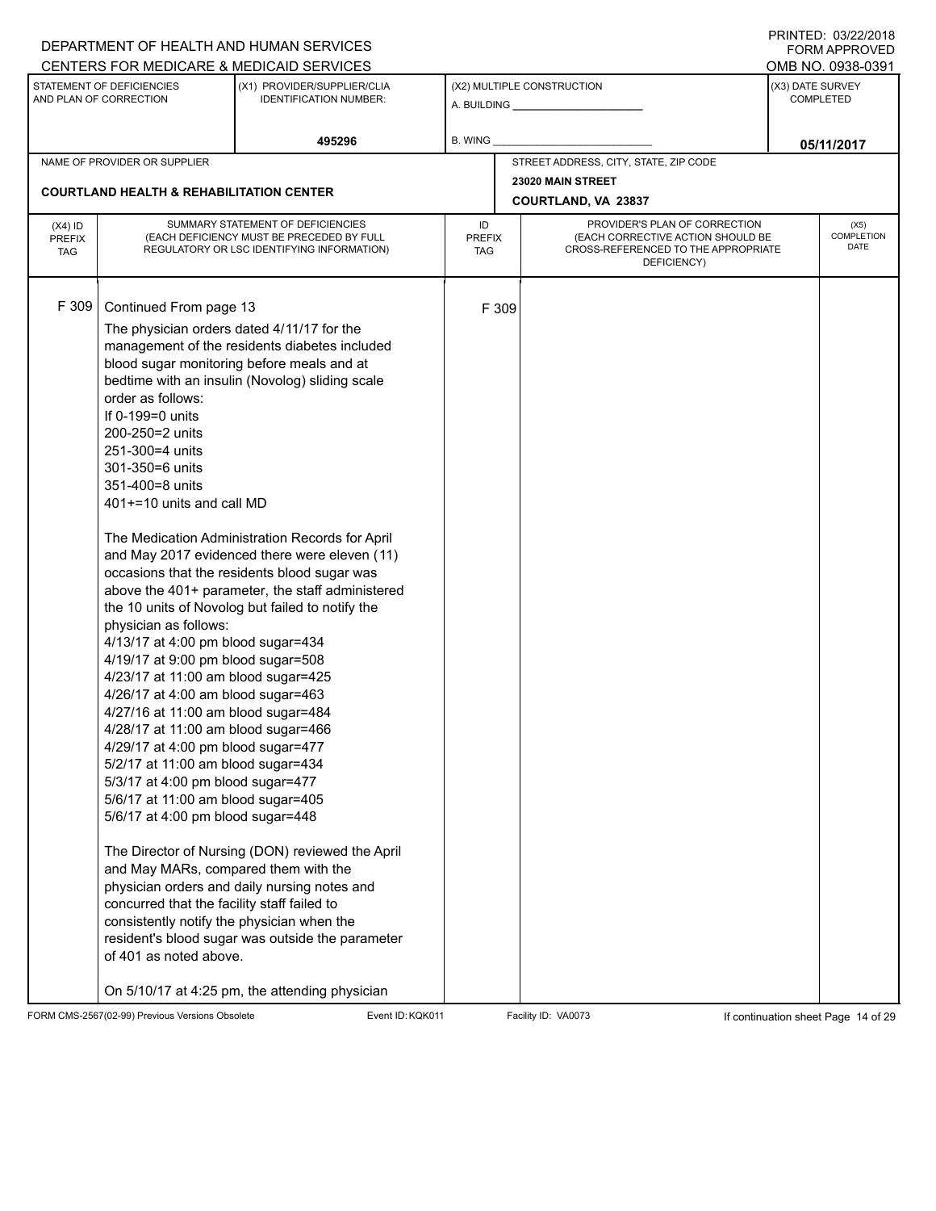DEPARTMENT OF HEALTH AND HUMAN SERVICES
CENTERS FOR MEDICARE & MEDICAID SERVICES

PRINTED: 03/22/2018
FORM APPROVED
OMB NO. 0938-0391

| STATEMENT OF DEFICIENCIES AND PLAN OF CORRECTION | (X1) PROVIDER/SUPPLIER/CLIA IDENTIFICATION NUMBER: | (X2) MULTIPLE CONSTRUCTION | (X3) DATE SURVEY COMPLETED |
|---|---|---|---|
| | 495296 | A. BUILDING ______ B. WING ______ | 05/11/2017 |

| NAME OF PROVIDER OR SUPPLIER | STREET ADDRESS, CITY, STATE, ZIP CODE |
|---|---|
| COURTLAND HEALTH & REHABILITATION CENTER | 23020 MAIN STREET COURTLAND, VA 23837 |

| (X4) ID PREFIX TAG | SUMMARY STATEMENT OF DEFICIENCIES (EACH DEFICIENCY MUST BE PRECEDED BY FULL REGULATORY OR LSC IDENTIFYING INFORMATION) | ID PREFIX TAG | PROVIDER'S PLAN OF CORRECTION (EACH CORRECTIVE ACTION SHOULD BE CROSS-REFERENCED TO THE APPROPRIATE DEFICIENCY) | (X5) COMPLETION DATE |
|---|---|---|---|---|
| F 309 | Continued From page 13 | F 309 | | |

The physician orders dated 4/11/17 for the management of the residents diabetes included blood sugar monitoring before meals and at bedtime with an insulin (Novolog) sliding scale order as follows:
If 0-199=0 units
200-250=2 units
251-300=4 units
301-350=6 units
351-400=8 units
401+=10 units and call MD

The Medication Administration Records for April and May 2017 evidenced there were eleven (11) occasions that the residents blood sugar was above the 401+ parameter, the staff administered the 10 units of Novolog but failed to notify the physician as follows:
4/13/17 at 4:00 pm blood sugar=434
4/19/17 at 9:00 pm blood sugar=508
4/23/17 at 11:00 am blood sugar=425
4/26/17 at 4:00 am blood sugar=463
4/27/16 at 11:00 am blood sugar=484
4/28/17 at 11:00 am blood sugar=466
4/29/17 at 4:00 pm blood sugar=477
5/2/17 at 11:00 am blood sugar=434
5/3/17 at 4:00 pm blood sugar=477
5/6/17 at 11:00 am blood sugar=405
5/6/17 at 4:00 pm blood sugar=448

The Director of Nursing (DON) reviewed the April and May MARs, compared them with the physician orders and daily nursing notes and concurred that the facility staff failed to consistently notify the physician when the resident's blood sugar was outside the parameter of 401 as noted above.

On 5/10/17 at 4:25 pm, the attending physician

FORM CMS-2567(02-99) Previous Versions Obsolete Event ID: KQK011 Facility ID: VA0073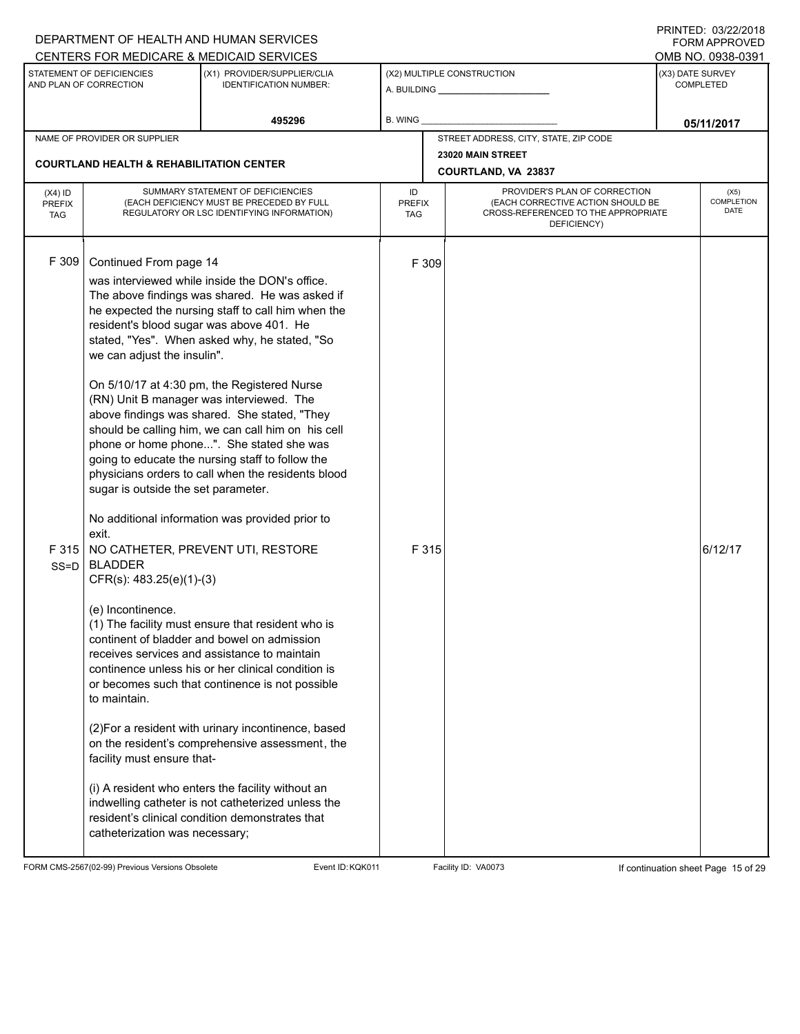DEPARTMENT OF HEALTH AND HUMAN SERVICES
CENTERS FOR MEDICARE & MEDICAID SERVICES

PRINTED: 03/22/2018
FORM APPROVED
OMB NO. 0938-0391

| STATEMENT OF DEFICIENCIES AND PLAN OF CORRECTION | (X1) PROVIDER/SUPPLIER/CLIA IDENTIFICATION NUMBER: | (X2) MULTIPLE CONSTRUCTION | (X3) DATE SURVEY COMPLETED |
|---|---|---|---|
| | 495296 | A. BUILDING ______ B. WING ______ | 05/11/2017 |

| NAME OF PROVIDER OR SUPPLIER | STREET ADDRESS, CITY, STATE, ZIP CODE |
|---|---|
| COURTLAND HEALTH & REHABILITATION CENTER | 23020 MAIN STREET COURTLAND, VA 23837 |

| (X4) ID PREFIX TAG | SUMMARY STATEMENT OF DEFICIENCIES (EACH DEFICIENCY MUST BE PRECEDED BY FULL REGULATORY OR LSC IDENTIFYING INFORMATION) | ID PREFIX TAG | PROVIDER'S PLAN OF CORRECTION (EACH CORRECTIVE ACTION SHOULD BE CROSS-REFERENCED TO THE APPROPRIATE DEFICIENCY) | (X5) COMPLETION DATE |
|---|---|---|---|---|
| F 309 | Continued From page 14<br>was interviewed while inside the DON's office. The above findings was shared. He was asked if he expected the nursing staff to call him when the resident's blood sugar was above 401. He stated, "Yes". When asked why, he stated, "So we can adjust the insulin".<br><br>On 5/10/17 at 4:30 pm, the Registered Nurse (RN) Unit B manager was interviewed. The above findings was shared. She stated, "They should be calling him, we can call him on his cell phone or home phone...". She stated she was going to educate the nursing staff to follow the physicians orders to call when the residents blood sugar is outside the set parameter.<br><br>No additional information was provided prior to exit. | F 309 | | |
| F 315 SS=D | NO CATHETER, PREVENT UTI, RESTORE BLADDER<br>CFR(s): 483.25(e)(1)-(3)<br><br>(e) Incontinence.<br>(1) The facility must ensure that resident who is continent of bladder and bowel on admission receives services and assistance to maintain continence unless his or her clinical condition is or becomes such that continence is not possible to maintain.<br><br>(2)For a resident with urinary incontinence, based on the resident's comprehensive assessment, the facility must ensure that-<br><br>(i) A resident who enters the facility without an indwelling catheter is not catheterized unless the resident's clinical condition demonstrates that catheterization was necessary; | F 315 | | 6/12/17 |

FORM CMS-2567(02-99) Previous Versions Obsolete | Event ID: KQK011 | Facility ID: VA0073 | If continuation sheet Page 15 of 29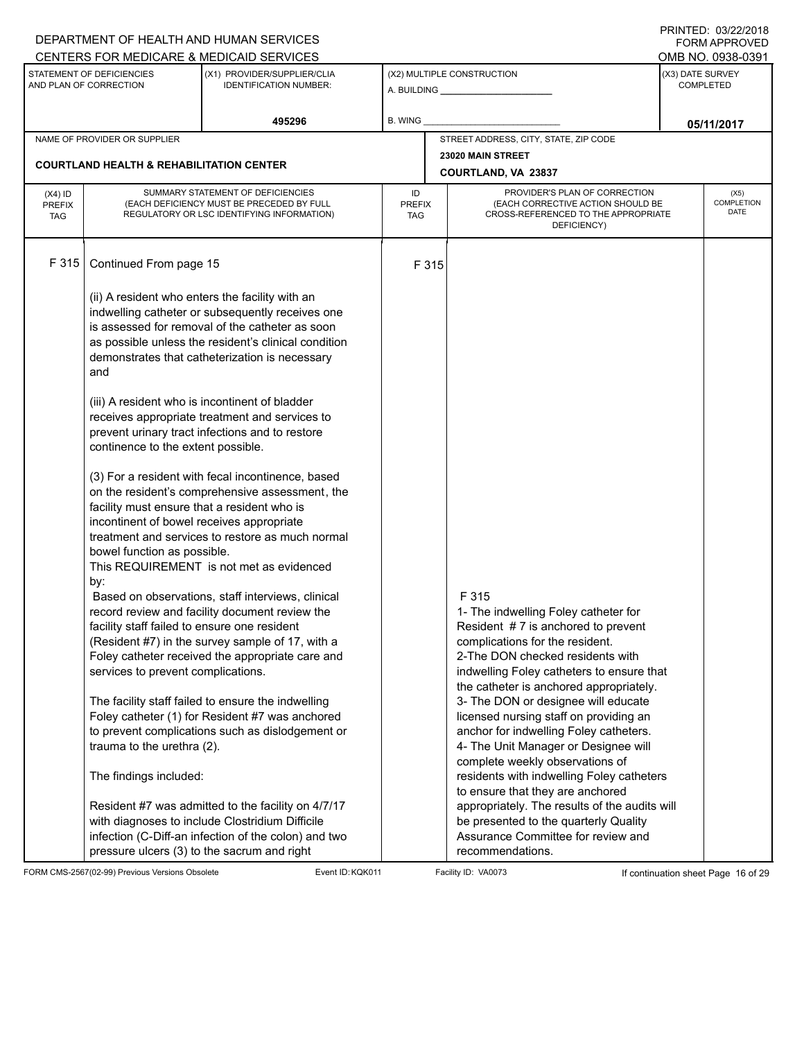DEPARTMENT OF HEALTH AND HUMAN SERVICES
CENTERS FOR MEDICARE & MEDICAID SERVICES

PRINTED: 03/22/2018
FORM APPROVED
OMB NO. 0938-0391

| STATEMENT OF DEFICIENCIES AND PLAN OF CORRECTION | (X1) PROVIDER/SUPPLIER/CLIA IDENTIFICATION NUMBER: | (X2) MULTIPLE CONSTRUCTION | (X3) DATE SURVEY COMPLETED |
|---|---|---|---|
| | 495296 | A. BUILDING ______ B. WING ______ | 05/11/2017 |

NAME OF PROVIDER OR SUPPLIER: **COURTLAND HEALTH & REHABILITATION CENTER**

STREET ADDRESS, CITY, STATE, ZIP CODE: **23020 MAIN STREET, COURTLAND, VA 23837**

| (X4) ID PREFIX TAG | SUMMARY STATEMENT OF DEFICIENCIES (EACH DEFICIENCY MUST BE PRECEDED BY FULL REGULATORY OR LSC IDENTIFYING INFORMATION) | ID PREFIX TAG | PROVIDER'S PLAN OF CORRECTION (EACH CORRECTIVE ACTION SHOULD BE CROSS-REFERENCED TO THE APPROPRIATE DEFICIENCY) | (X5) COMPLETION DATE |
|---|---|---|---|---|
| F 315 | Continued From page 15<br><br>(ii) A resident who enters the facility with an indwelling catheter or subsequently receives one is assessed for removal of the catheter as soon as possible unless the resident's clinical condition demonstrates that catheterization is necessary and<br><br>(iii) A resident who is incontinent of bladder receives appropriate treatment and services to prevent urinary tract infections and to restore continence to the extent possible.<br><br>(3) For a resident with fecal incontinence, based on the resident's comprehensive assessment, the facility must ensure that a resident who is incontinent of bowel receives appropriate treatment and services to restore as much normal bowel function as possible.<br>This REQUIREMENT is not met as evidenced by:<br>Based on observations, staff interviews, clinical record review and facility document review the facility staff failed to ensure one resident (Resident #7) in the survey sample of 17, with a Foley catheter received the appropriate care and services to prevent complications.<br><br>The facility staff failed to ensure the indwelling Foley catheter (1) for Resident #7 was anchored to prevent complications such as dislodgement or trauma to the urethra (2).<br><br>The findings included:<br><br>Resident #7 was admitted to the facility on 4/7/17 with diagnoses to include Clostridium Difficile infection (C-Diff-an infection of the colon) and two pressure ulcers (3) to the sacrum and right | F 315 | F 315<br>1- The indwelling Foley catheter for Resident # 7 is anchored to prevent complications for the resident.<br>2-The DON checked residents with indwelling Foley catheters to ensure that the catheter is anchored appropriately.<br>3- The DON or designee will educate licensed nursing staff on providing an anchor for indwelling Foley catheters.<br>4- The Unit Manager or Designee will complete weekly observations of residents with indwelling Foley catheters to ensure that they are anchored appropriately. The results of the audits will be presented to the quarterly Quality Assurance Committee for review and recommendations. | |

FORM CMS-2567(02-99) Previous Versions Obsolete | Event ID: KQK011 | Facility ID: VA0073 | If continuation sheet Page 16 of 29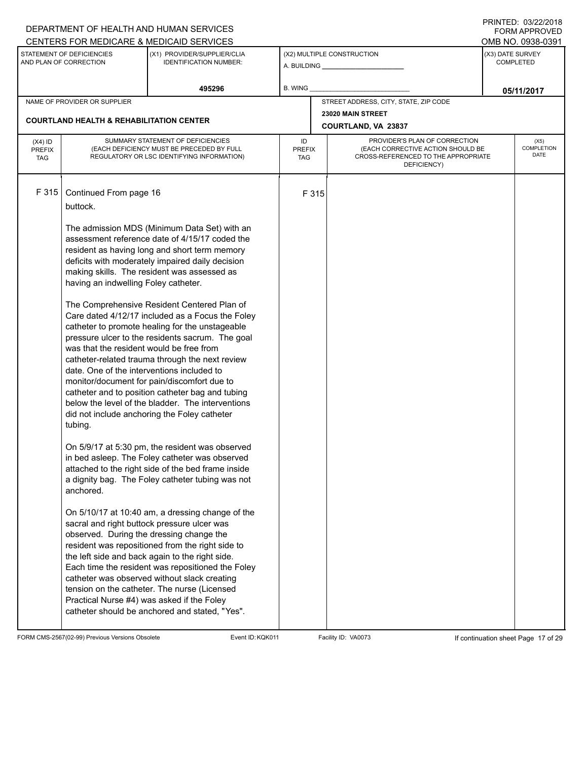DEPARTMENT OF HEALTH AND HUMAN SERVICES
CENTERS FOR MEDICARE & MEDICAID SERVICES

PRINTED: 03/22/2018
FORM APPROVED
OMB NO. 0938-0391

| STATEMENT OF DEFICIENCIES AND PLAN OF CORRECTION | (X1) PROVIDER/SUPPLIER/CLIA IDENTIFICATION NUMBER: | (X2) MULTIPLE CONSTRUCTION | (X3) DATE SURVEY COMPLETED |
|---|---|---|---|
| | 495296 | A. BUILDING ______ B. WING ______ | 05/11/2017 |

| NAME OF PROVIDER OR SUPPLIER | STREET ADDRESS, CITY, STATE, ZIP CODE |
|---|---|
| COURTLAND HEALTH & REHABILITATION CENTER | 23020 MAIN STREET COURTLAND, VA 23837 |

| (X4) ID PREFIX TAG | SUMMARY STATEMENT OF DEFICIENCIES (EACH DEFICIENCY MUST BE PRECEDED BY FULL REGULATORY OR LSC IDENTIFYING INFORMATION) | ID PREFIX TAG | PROVIDER'S PLAN OF CORRECTION (EACH CORRECTIVE ACTION SHOULD BE CROSS-REFERENCED TO THE APPROPRIATE DEFICIENCY) | (X5) COMPLETION DATE |
|---|---|---|---|---|
| F 315 | Continued From page 16 | F 315 | | |

buttock.

The admission MDS (Minimum Data Set) with an assessment reference date of 4/15/17 coded the resident as having long and short term memory deficits with moderately impaired daily decision making skills. The resident was assessed as having an indwelling Foley catheter.

The Comprehensive Resident Centered Plan of Care dated 4/12/17 included as a Focus the Foley catheter to promote healing for the unstageable pressure ulcer to the residents sacrum. The goal was that the resident would be free from catheter-related trauma through the next review date. One of the interventions included to monitor/document for pain/discomfort due to catheter and to position catheter bag and tubing below the level of the bladder. The interventions did not include anchoring the Foley catheter tubing.

On 5/9/17 at 5:30 pm, the resident was observed in bed asleep. The Foley catheter was observed attached to the right side of the bed frame inside a dignity bag. The Foley catheter tubing was not anchored.

On 5/10/17 at 10:40 am, a dressing change of the sacral and right buttock pressure ulcer was observed. During the dressing change the resident was repositioned from the right side to the left side and back again to the right side. Each time the resident was repositioned the Foley catheter was observed without slack creating tension on the catheter. The nurse (Licensed Practical Nurse #4) was asked if the Foley catheter should be anchored and stated, "Yes".

FORM CMS-2567(02-99) Previous Versions Obsolete    Event ID: KQK011    Facility ID: VA0073    If continuation sheet Page 17 of 29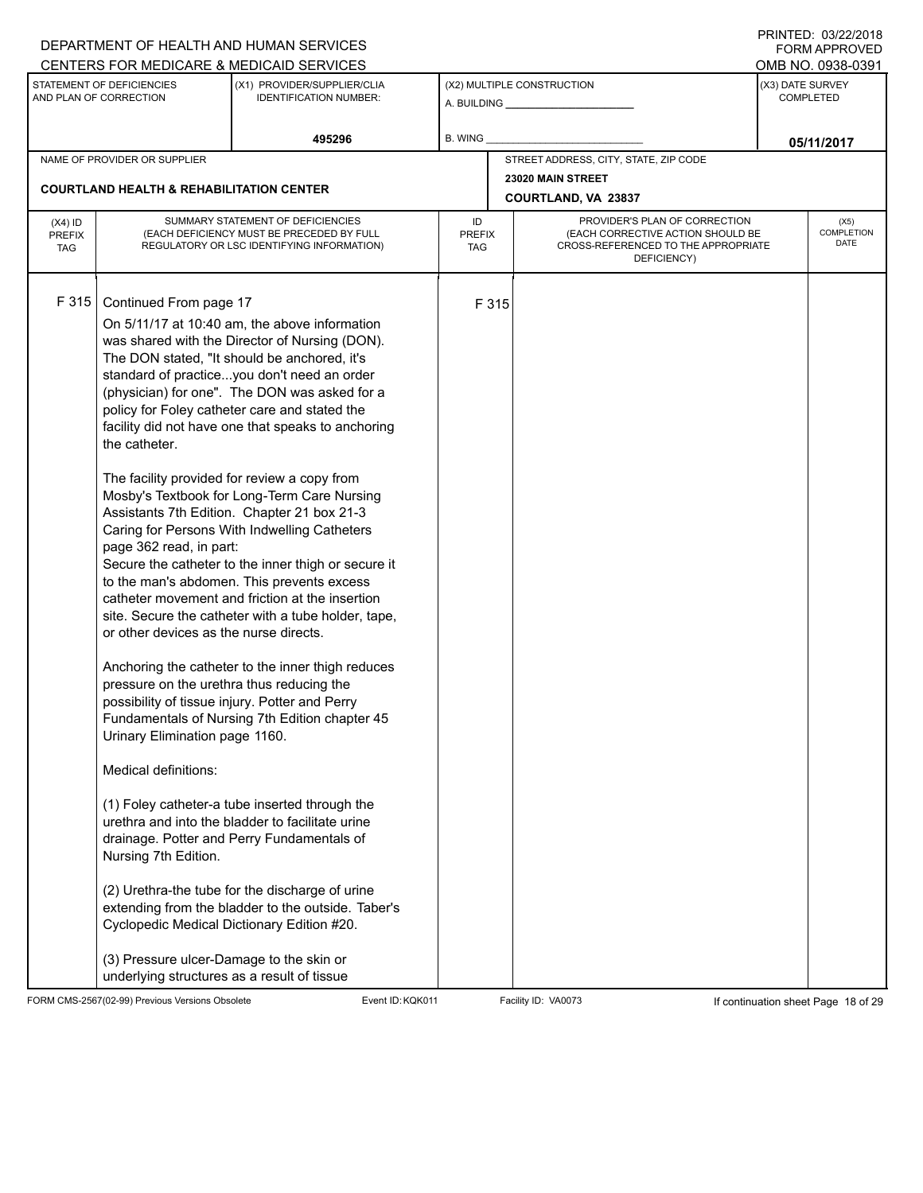DEPARTMENT OF HEALTH AND HUMAN SERVICES
CENTERS FOR MEDICARE & MEDICAID SERVICES

PRINTED: 03/22/2018
FORM APPROVED
OMB NO. 0938-0391

| STATEMENT OF DEFICIENCIES AND PLAN OF CORRECTION | (X1) PROVIDER/SUPPLIER/CLIA IDENTIFICATION NUMBER: | (X2) MULTIPLE CONSTRUCTION | (X3) DATE SURVEY COMPLETED |
|---|---|---|---|
| | 495296 | A. BUILDING ______ B. WING ______ | 05/11/2017 |

| NAME OF PROVIDER OR SUPPLIER | STREET ADDRESS, CITY, STATE, ZIP CODE |
|---|---|
| COURTLAND HEALTH & REHABILITATION CENTER | 23020 MAIN STREET COURTLAND, VA 23837 |

| (X4) ID PREFIX TAG | SUMMARY STATEMENT OF DEFICIENCIES (EACH DEFICIENCY MUST BE PRECEDED BY FULL REGULATORY OR LSC IDENTIFYING INFORMATION) | ID PREFIX TAG | PROVIDER'S PLAN OF CORRECTION (EACH CORRECTIVE ACTION SHOULD BE CROSS-REFERENCED TO THE APPROPRIATE DEFICIENCY) | (X5) COMPLETION DATE |
|---|---|---|---|---|
| F 315 | Continued From page 17 | F 315 | | |

On 5/11/17 at 10:40 am, the above information was shared with the Director of Nursing (DON). The DON stated, "It should be anchored, it's standard of practice...you don't need an order (physician) for one". The DON was asked for a policy for Foley catheter care and stated the facility did not have one that speaks to anchoring the catheter.

The facility provided for review a copy from Mosby's Textbook for Long-Term Care Nursing Assistants 7th Edition. Chapter 21 box 21-3 Caring for Persons With Indwelling Catheters page 362 read, in part:
Secure the catheter to the inner thigh or secure it to the man's abdomen. This prevents excess catheter movement and friction at the insertion site. Secure the catheter with a tube holder, tape, or other devices as the nurse directs.

Anchoring the catheter to the inner thigh reduces pressure on the urethra thus reducing the possibility of tissue injury. Potter and Perry Fundamentals of Nursing 7th Edition chapter 45 Urinary Elimination page 1160.

Medical definitions:

(1) Foley catheter-a tube inserted through the urethra and into the bladder to facilitate urine drainage. Potter and Perry Fundamentals of Nursing 7th Edition.

(2) Urethra-the tube for the discharge of urine extending from the bladder to the outside. Taber's Cyclopedic Medical Dictionary Edition #20.

(3) Pressure ulcer-Damage to the skin or underlying structures as a result of tissue

FORM CMS-2567(02-99) Previous Versions Obsolete Event ID: KQK011 Facility ID: VA0073 If continuation sheet Page 18 of 29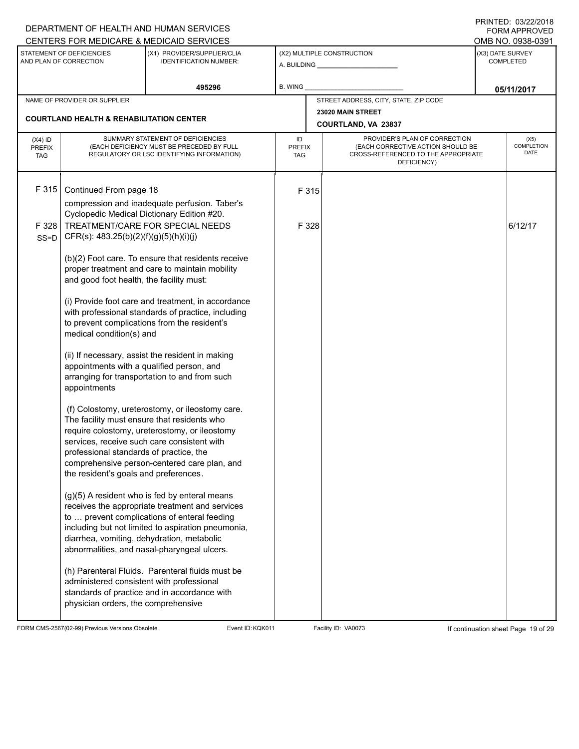DEPARTMENT OF HEALTH AND HUMAN SERVICES
CENTERS FOR MEDICARE & MEDICAID SERVICES

PRINTED: 03/22/2018
FORM APPROVED
OMB NO. 0938-0391

| STATEMENT OF DEFICIENCIES AND PLAN OF CORRECTION | (X1) PROVIDER/SUPPLIER/CLIA IDENTIFICATION NUMBER: | (X2) MULTIPLE CONSTRUCTION | (X3) DATE SURVEY COMPLETED |
|---|---|---|---|
| | 495296 | A. BUILDING ______ B. WING ______ | 05/11/2017 |

NAME OF PROVIDER OR SUPPLIER: **COURTLAND HEALTH & REHABILITATION CENTER**

STREET ADDRESS, CITY, STATE, ZIP CODE: **23020 MAIN STREET, COURTLAND, VA 23837**

| (X4) ID PREFIX TAG | SUMMARY STATEMENT OF DEFICIENCIES (EACH DEFICIENCY MUST BE PRECEDED BY FULL REGULATORY OR LSC IDENTIFYING INFORMATION) | ID PREFIX TAG | PROVIDER'S PLAN OF CORRECTION (EACH CORRECTIVE ACTION SHOULD BE CROSS-REFERENCED TO THE APPROPRIATE DEFICIENCY) | (X5) COMPLETION DATE |
|---|---|---|---|---|
| F 315 | Continued From page 18<br>compression and inadequate perfusion. Taber's Cyclopedic Medical Dictionary Edition #20. | F 315 | | |
| F 328 SS=D | TREATMENT/CARE FOR SPECIAL NEEDS<br>CFR(s): 483.25(b)(2)(f)(g)(5)(h)(i)(j)<br><br>(b)(2) Foot care. To ensure that residents receive proper treatment and care to maintain mobility and good foot health, the facility must:<br><br>(i) Provide foot care and treatment, in accordance with professional standards of practice, including to prevent complications from the resident's medical condition(s) and<br><br>(ii) If necessary, assist the resident in making appointments with a qualified person, and arranging for transportation to and from such appointments<br><br>(f) Colostomy, ureterostomy, or ileostomy care. The facility must ensure that residents who require colostomy, ureterostomy, or ileostomy services, receive such care consistent with professional standards of practice, the comprehensive person-centered care plan, and the resident's goals and preferences.<br><br>(g)(5) A resident who is fed by enteral means receives the appropriate treatment and services to … prevent complications of enteral feeding including but not limited to aspiration pneumonia, diarrhea, vomiting, dehydration, metabolic abnormalities, and nasal-pharyngeal ulcers.<br><br>(h) Parenteral Fluids. Parenteral fluids must be administered consistent with professional standards of practice and in accordance with physician orders, the comprehensive | F 328 | | 6/12/17 |

FORM CMS-2567(02-99) Previous Versions Obsolete — Event ID: KQK011 — Facility ID: VA0073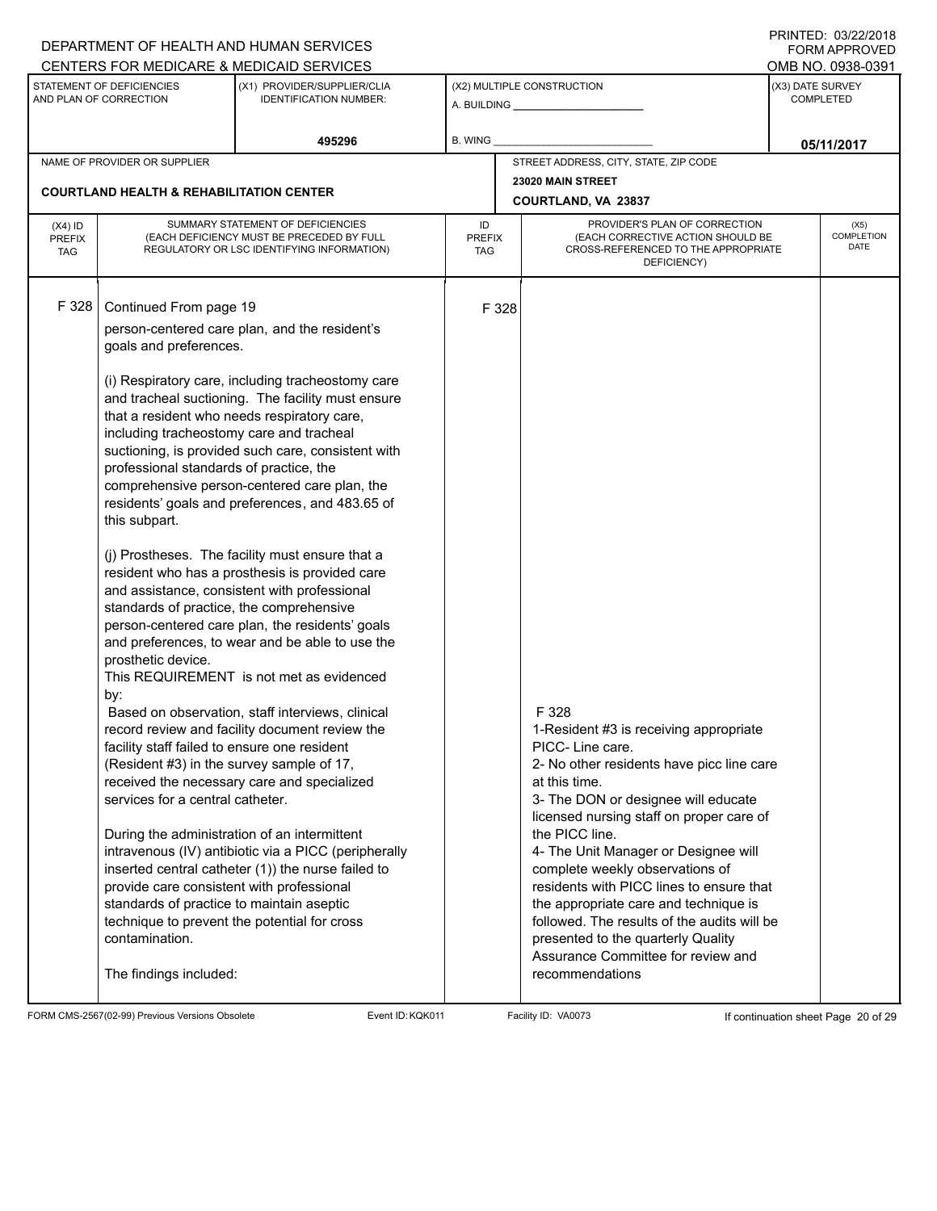DEPARTMENT OF HEALTH AND HUMAN SERVICES
CENTERS FOR MEDICARE & MEDICAID SERVICES

PRINTED: 03/22/2018
FORM APPROVED
OMB NO. 0938-0391

| STATEMENT OF DEFICIENCIES AND PLAN OF CORRECTION | (X1) PROVIDER/SUPPLIER/CLIA IDENTIFICATION NUMBER: | (X2) MULTIPLE CONSTRUCTION | (X3) DATE SURVEY COMPLETED |
|---|---|---|---|
| | 495296 | A. BUILDING ______ B. WING ______ | 05/11/2017 |

NAME OF PROVIDER OR SUPPLIER: COURTLAND HEALTH & REHABILITATION CENTER

STREET ADDRESS, CITY, STATE, ZIP CODE: 23020 MAIN STREET, COURTLAND, VA 23837

| (X4) ID PREFIX TAG | SUMMARY STATEMENT OF DEFICIENCIES (EACH DEFICIENCY MUST BE PRECEDED BY FULL REGULATORY OR LSC IDENTIFYING INFORMATION) | ID PREFIX TAG | PROVIDER'S PLAN OF CORRECTION (EACH CORRECTIVE ACTION SHOULD BE CROSS-REFERENCED TO THE APPROPRIATE DEFICIENCY) | (X5) COMPLETION DATE |
|---|---|---|---|---|
| F 328 | Continued From page 19<br>person-centered care plan, and the resident's goals and preferences.<br><br>(i) Respiratory care, including tracheostomy care and tracheal suctioning. The facility must ensure that a resident who needs respiratory care, including tracheostomy care and tracheal suctioning, is provided such care, consistent with professional standards of practice, the comprehensive person-centered care plan, the residents' goals and preferences, and 483.65 of this subpart.<br><br>(j) Prostheses. The facility must ensure that a resident who has a prosthesis is provided care and assistance, consistent with professional standards of practice, the comprehensive person-centered care plan, the residents' goals and preferences, to wear and be able to use the prosthetic device.<br>This REQUIREMENT is not met as evidenced by:<br>Based on observation, staff interviews, clinical record review and facility document review the facility staff failed to ensure one resident (Resident #3) in the survey sample of 17, received the necessary care and specialized services for a central catheter.<br><br>During the administration of an intermittent intravenous (IV) antibiotic via a PICC (peripherally inserted central catheter (1)) the nurse failed to provide care consistent with professional standards of practice to maintain aseptic technique to prevent the potential for cross contamination.<br><br>The findings included: | F 328 | F 328<br>1-Resident #3 is receiving appropriate PICC- Line care.<br>2- No other residents have picc line care at this time.<br>3- The DON or designee will educate licensed nursing staff on proper care of the PICC line.<br>4- The Unit Manager or Designee will complete weekly observations of residents with PICC lines to ensure that the appropriate care and technique is followed. The results of the audits will be presented to the quarterly Quality Assurance Committee for review and recommendations | |

FORM CMS-2567(02-99) Previous Versions Obsolete Event ID: KQK011 Facility ID: VA0073 If continuation sheet Page 20 of 29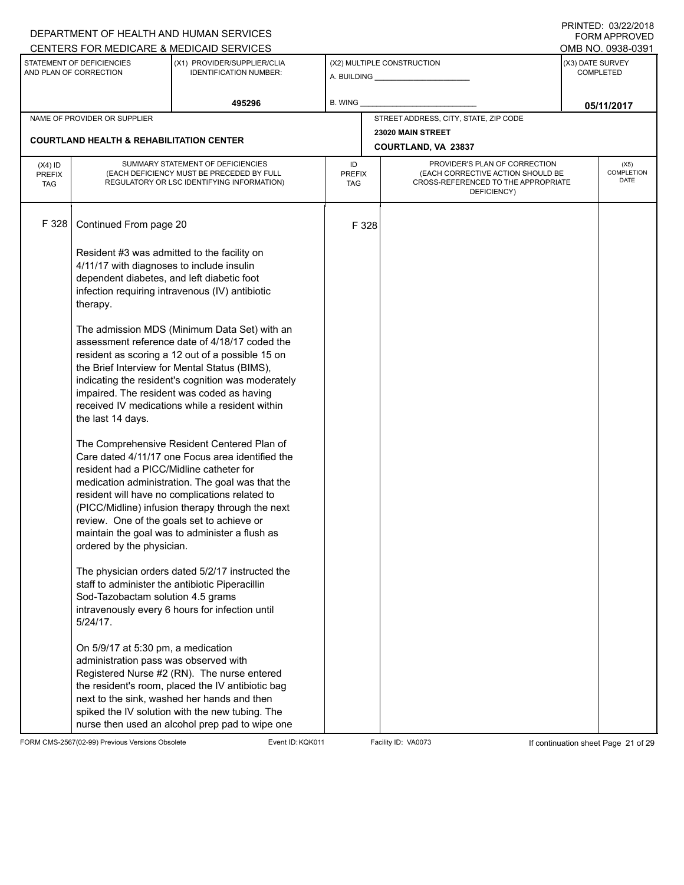DEPARTMENT OF HEALTH AND HUMAN SERVICES
CENTERS FOR MEDICARE & MEDICAID SERVICES

PRINTED: 03/22/2018
FORM APPROVED
OMB NO. 0938-0391

| STATEMENT OF DEFICIENCIES AND PLAN OF CORRECTION | (X1) PROVIDER/SUPPLIER/CLIA IDENTIFICATION NUMBER: | (X2) MULTIPLE CONSTRUCTION | (X3) DATE SURVEY COMPLETED |
|---|---|---|---|
| | 495296 | A. BUILDING ______ B. WING ______ | 05/11/2017 |

| NAME OF PROVIDER OR SUPPLIER | STREET ADDRESS, CITY, STATE, ZIP CODE |
|---|---|
| COURTLAND HEALTH & REHABILITATION CENTER | 23020 MAIN STREET COURTLAND, VA 23837 |

| (X4) ID PREFIX TAG | SUMMARY STATEMENT OF DEFICIENCIES (EACH DEFICIENCY MUST BE PRECEDED BY FULL REGULATORY OR LSC IDENTIFYING INFORMATION) | ID PREFIX TAG | PROVIDER'S PLAN OF CORRECTION (EACH CORRECTIVE ACTION SHOULD BE CROSS-REFERENCED TO THE APPROPRIATE DEFICIENCY) | (X5) COMPLETION DATE |
|---|---|---|---|---|
| F 328 | Continued From page 20 | F 328 | | |

Resident #3 was admitted to the facility on 4/11/17 with diagnoses to include insulin dependent diabetes, and left diabetic foot infection requiring intravenous (IV) antibiotic therapy.

The admission MDS (Minimum Data Set) with an assessment reference date of 4/18/17 coded the resident as scoring a 12 out of a possible 15 on the Brief Interview for Mental Status (BIMS), indicating the resident's cognition was moderately impaired. The resident was coded as having received IV medications while a resident within the last 14 days.

The Comprehensive Resident Centered Plan of Care dated 4/11/17 one Focus area identified the resident had a PICC/Midline catheter for medication administration. The goal was that the resident will have no complications related to (PICC/Midline) infusion therapy through the next review. One of the goals set to achieve or maintain the goal was to administer a flush as ordered by the physician.

The physician orders dated 5/2/17 instructed the staff to administer the antibiotic Piperacillin Sod-Tazobactam solution 4.5 grams intravenously every 6 hours for infection until 5/24/17.

On 5/9/17 at 5:30 pm, a medication administration pass was observed with Registered Nurse #2 (RN). The nurse entered the resident's room, placed the IV antibiotic bag next to the sink, washed her hands and then spiked the IV solution with the new tubing. The nurse then used an alcohol prep pad to wipe one

FORM CMS-2567(02-99) Previous Versions Obsolete Event ID: KQK011 Facility ID: VA0073 If continuation sheet Page 21 of 29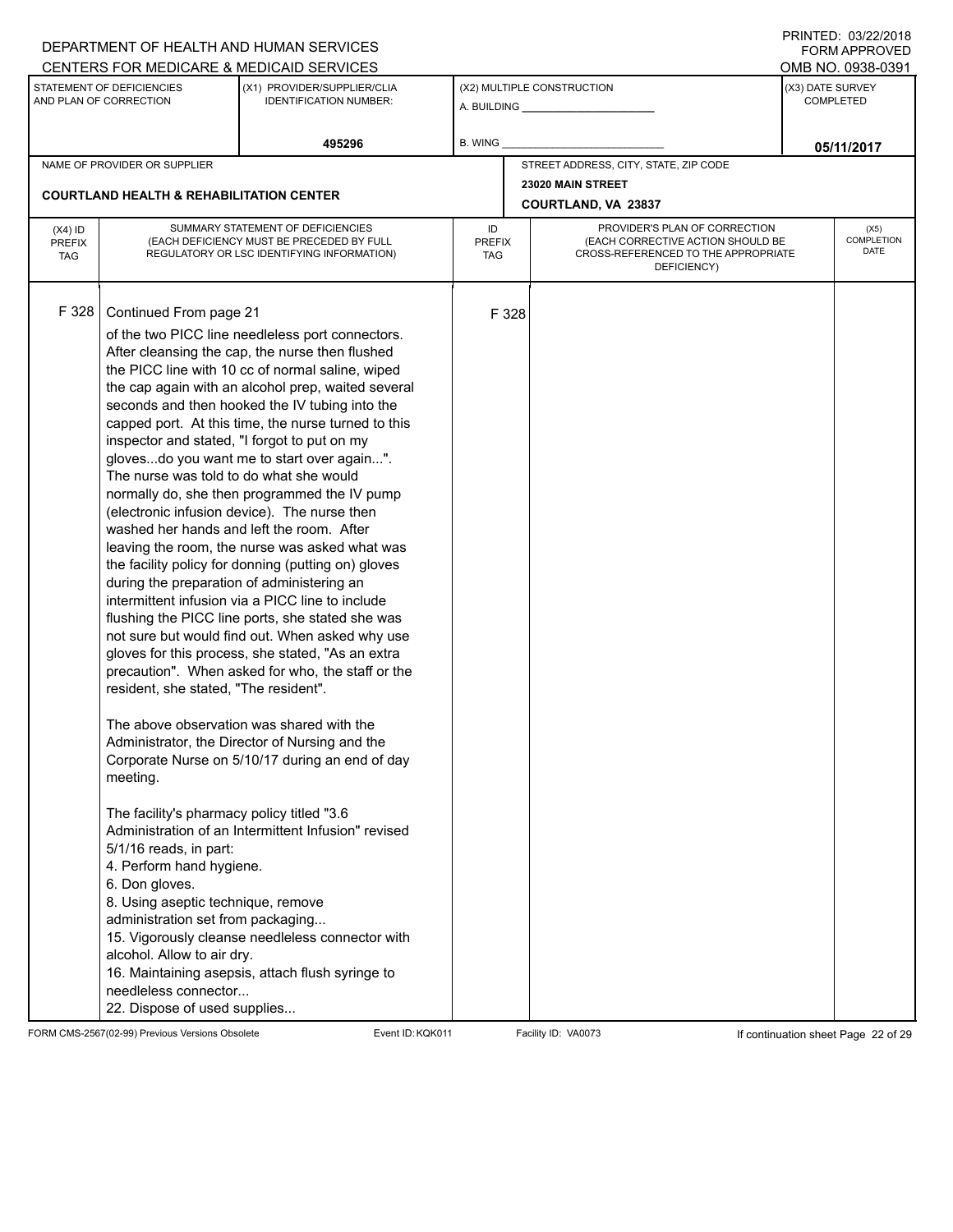DEPARTMENT OF HEALTH AND HUMAN SERVICES
CENTERS FOR MEDICARE & MEDICAID SERVICES

PRINTED: 03/22/2018
FORM APPROVED
OMB NO. 0938-0391

| STATEMENT OF DEFICIENCIES AND PLAN OF CORRECTION | (X1) PROVIDER/SUPPLIER/CLIA IDENTIFICATION NUMBER: | (X2) MULTIPLE CONSTRUCTION | (X3) DATE SURVEY COMPLETED |
|---|---|---|---|
| | 495296 | A. BUILDING ______ B. WING ______ | 05/11/2017 |

| NAME OF PROVIDER OR SUPPLIER | STREET ADDRESS, CITY, STATE, ZIP CODE |
|---|---|
| COURTLAND HEALTH & REHABILITATION CENTER | 23020 MAIN STREET COURTLAND, VA 23837 |

| (X4) ID PREFIX TAG | SUMMARY STATEMENT OF DEFICIENCIES (EACH DEFICIENCY MUST BE PRECEDED BY FULL REGULATORY OR LSC IDENTIFYING INFORMATION) | ID PREFIX TAG | PROVIDER'S PLAN OF CORRECTION (EACH CORRECTIVE ACTION SHOULD BE CROSS-REFERENCED TO THE APPROPRIATE DEFICIENCY) | (X5) COMPLETION DATE |
|---|---|---|---|---|
| F 328 | Continued From page 21 | F 328 | | |

of the two PICC line needleless port connectors. After cleansing the cap, the nurse then flushed the PICC line with 10 cc of normal saline, wiped the cap again with an alcohol prep, waited several seconds and then hooked the IV tubing into the capped port. At this time, the nurse turned to this inspector and stated, "I forgot to put on my gloves...do you want me to start over again...". The nurse was told to do what she would normally do, she then programmed the IV pump (electronic infusion device). The nurse then washed her hands and left the room. After leaving the room, the nurse was asked what was the facility policy for donning (putting on) gloves during the preparation of administering an intermittent infusion via a PICC line to include flushing the PICC line ports, she stated she was not sure but would find out. When asked why use gloves for this process, she stated, "As an extra precaution". When asked for who, the staff or the resident, she stated, "The resident".

The above observation was shared with the Administrator, the Director of Nursing and the Corporate Nurse on 5/10/17 during an end of day meeting.

The facility's pharmacy policy titled "3.6 Administration of an Intermittent Infusion" revised 5/1/16 reads, in part:
4. Perform hand hygiene.
6. Don gloves.
8. Using aseptic technique, remove administration set from packaging...
15. Vigorously cleanse needleless connector with alcohol. Allow to air dry.
16. Maintaining asepsis, attach flush syringe to needleless connector...
22. Dispose of used supplies...

FORM CMS-2567(02-99) Previous Versions Obsolete | Event ID: KQK011 | Facility ID: VA0073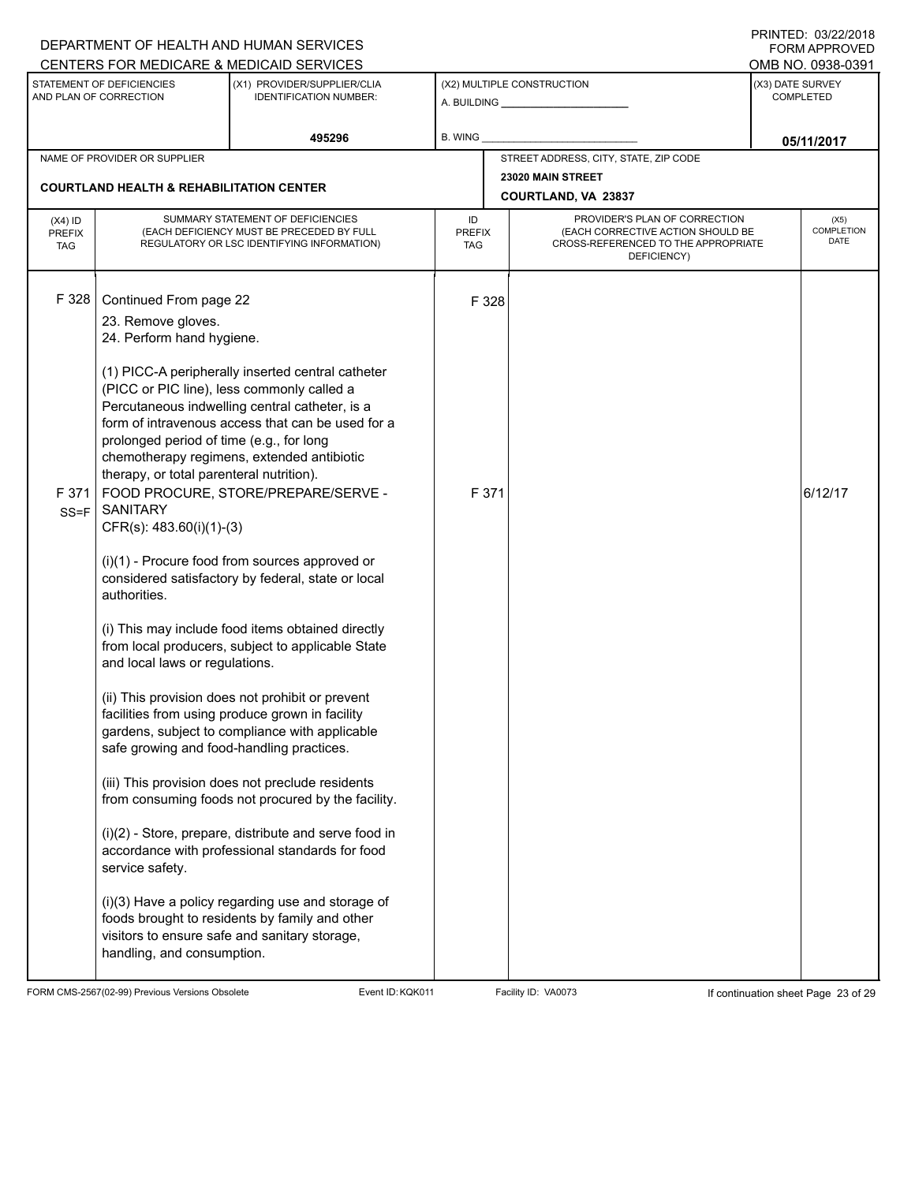DEPARTMENT OF HEALTH AND HUMAN SERVICES
CENTERS FOR MEDICARE & MEDICAID SERVICES

PRINTED: 03/22/2018
FORM APPROVED
OMB NO. 0938-0391

| STATEMENT OF DEFICIENCIES AND PLAN OF CORRECTION | (X1) PROVIDER/SUPPLIER/CLIA IDENTIFICATION NUMBER: | (X2) MULTIPLE CONSTRUCTION | (X3) DATE SURVEY COMPLETED |
|---|---|---|---|
| | 495296 | A. BUILDING ______ B. WING ______ | 05/11/2017 |

| NAME OF PROVIDER OR SUPPLIER | STREET ADDRESS, CITY, STATE, ZIP CODE |
|---|---|
| COURTLAND HEALTH & REHABILITATION CENTER | 23020 MAIN STREET COURTLAND, VA 23837 |

| (X4) ID PREFIX TAG | SUMMARY STATEMENT OF DEFICIENCIES (EACH DEFICIENCY MUST BE PRECEDED BY FULL REGULATORY OR LSC IDENTIFYING INFORMATION) | ID PREFIX TAG | PROVIDER'S PLAN OF CORRECTION (EACH CORRECTIVE ACTION SHOULD BE CROSS-REFERENCED TO THE APPROPRIATE DEFICIENCY) | (X5) COMPLETION DATE |
|---|---|---|---|---|
| F 328 | Continued From page 22<br>23. Remove gloves.<br>24. Perform hand hygiene.<br><br>(1) PICC-A peripherally inserted central catheter (PICC or PIC line), less commonly called a Percutaneous indwelling central catheter, is a form of intravenous access that can be used for a prolonged period of time (e.g., for long chemotherapy regimens, extended antibiotic therapy, or total parenteral nutrition). | F 328 | | |
| F 371 SS=F | FOOD PROCURE, STORE/PREPARE/SERVE - SANITARY<br>CFR(s): 483.60(i)(1)-(3)<br><br>(i)(1) - Procure food from sources approved or considered satisfactory by federal, state or local authorities.<br><br>(i) This may include food items obtained directly from local producers, subject to applicable State and local laws or regulations.<br><br>(ii) This provision does not prohibit or prevent facilities from using produce grown in facility gardens, subject to compliance with applicable safe growing and food-handling practices.<br><br>(iii) This provision does not preclude residents from consuming foods not procured by the facility.<br><br>(i)(2) - Store, prepare, distribute and serve food in accordance with professional standards for food service safety.<br><br>(i)(3) Have a policy regarding use and storage of foods brought to residents by family and other visitors to ensure safe and sanitary storage, handling, and consumption. | F 371 | | 6/12/17 |

FORM CMS-2567(02-99) Previous Versions Obsolete Event ID: KQK011 Facility ID: VA0073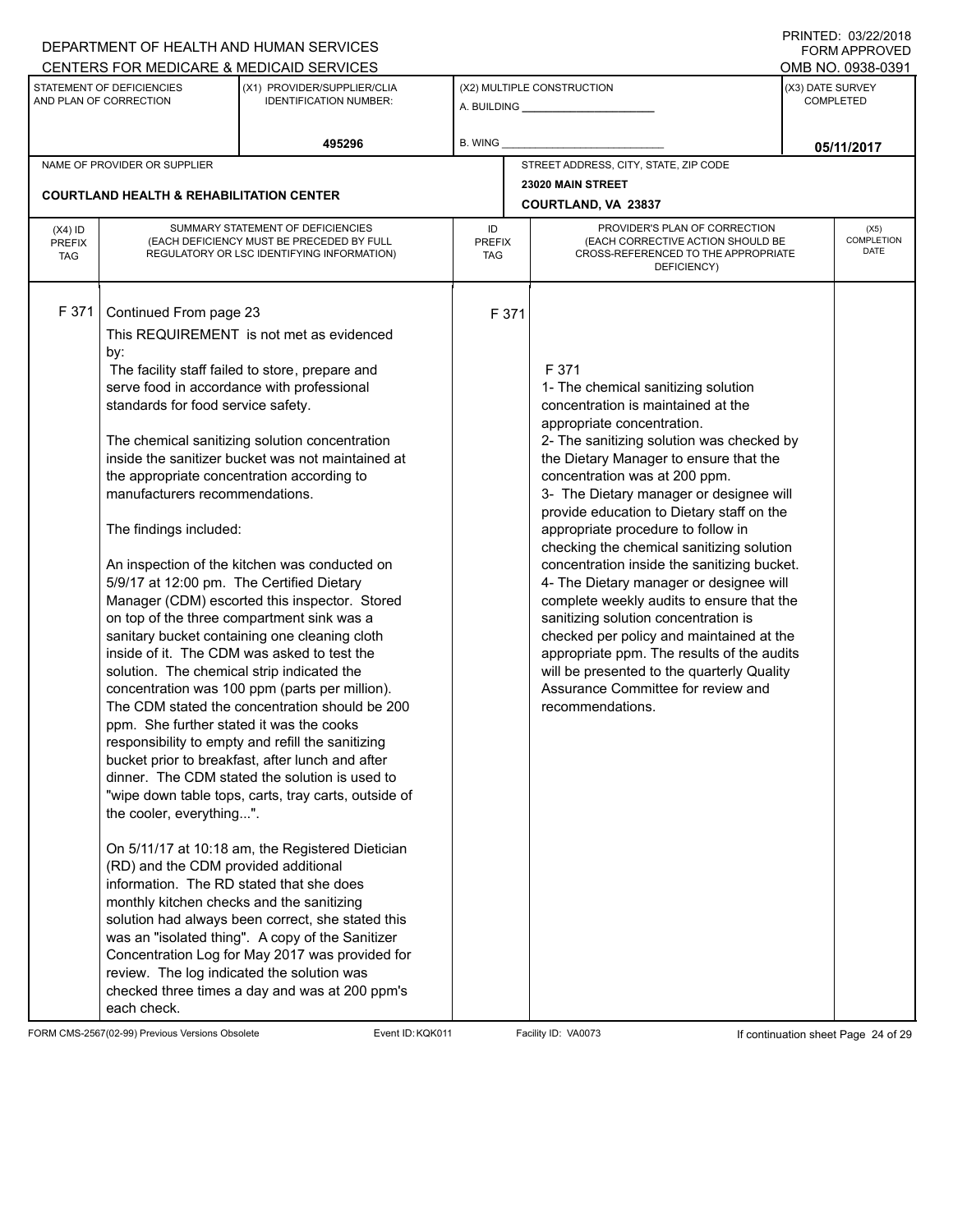DEPARTMENT OF HEALTH AND HUMAN SERVICES
CENTERS FOR MEDICARE & MEDICAID SERVICES

PRINTED: 03/22/2018
FORM APPROVED
OMB NO. 0938-0391

| STATEMENT OF DEFICIENCIES AND PLAN OF CORRECTION | (X1) PROVIDER/SUPPLIER/CLIA IDENTIFICATION NUMBER: | (X2) MULTIPLE CONSTRUCTION | (X3) DATE SURVEY COMPLETED |
|---|---|---|---|
| | 495296 | A. BUILDING ______ B. WING ______ | 05/11/2017 |

| NAME OF PROVIDER OR SUPPLIER | STREET ADDRESS, CITY, STATE, ZIP CODE |
|---|---|
| COURTLAND HEALTH & REHABILITATION CENTER | 23020 MAIN STREET COURTLAND, VA 23837 |

| (X4) ID PREFIX TAG | SUMMARY STATEMENT OF DEFICIENCIES (EACH DEFICIENCY MUST BE PRECEDED BY FULL REGULATORY OR LSC IDENTIFYING INFORMATION) | ID PREFIX TAG | PROVIDER'S PLAN OF CORRECTION (EACH CORRECTIVE ACTION SHOULD BE CROSS-REFERENCED TO THE APPROPRIATE DEFICIENCY) | (X5) COMPLETION DATE |
|---|---|---|---|---|
| F 371 | Continued From page 23<br>This REQUIREMENT is not met as evidenced by:<br>The facility staff failed to store, prepare and serve food in accordance with professional standards for food service safety.<br><br>The chemical sanitizing solution concentration inside the sanitizer bucket was not maintained at the appropriate concentration according to manufacturers recommendations.<br><br>The findings included:<br><br>An inspection of the kitchen was conducted on 5/9/17 at 12:00 pm. The Certified Dietary Manager (CDM) escorted this inspector. Stored on top of the three compartment sink was a sanitary bucket containing one cleaning cloth inside of it. The CDM was asked to test the solution. The chemical strip indicated the concentration was 100 ppm (parts per million). The CDM stated the concentration should be 200 ppm. She further stated it was the cooks responsibility to empty and refill the sanitizing bucket prior to breakfast, after lunch and after dinner. The CDM stated the solution is used to "wipe down table tops, carts, tray carts, outside of the cooler, everything...".<br><br>On 5/11/17 at 10:18 am, the Registered Dietician (RD) and the CDM provided additional information. The RD stated that she does monthly kitchen checks and the sanitizing solution had always been correct, she stated this was an "isolated thing". A copy of the Sanitizer Concentration Log for May 2017 was provided for review. The log indicated the solution was checked three times a day and was at 200 ppm's each check. | F 371 | F 371<br>1- The chemical sanitizing solution concentration is maintained at the appropriate concentration.<br>2- The sanitizing solution was checked by the Dietary Manager to ensure that the concentration was at 200 ppm.<br>3- The Dietary manager or designee will provide education to Dietary staff on the appropriate procedure to follow in checking the chemical sanitizing solution concentration inside the sanitizing bucket.<br>4- The Dietary manager or designee will complete weekly audits to ensure that the sanitizing solution concentration is checked per policy and maintained at the appropriate ppm. The results of the audits will be presented to the quarterly Quality Assurance Committee for review and recommendations. | |

FORM CMS-2567(02-99) Previous Versions Obsolete Event ID: KQK011 Facility ID: VA0073 If continuation sheet Page 24 of 29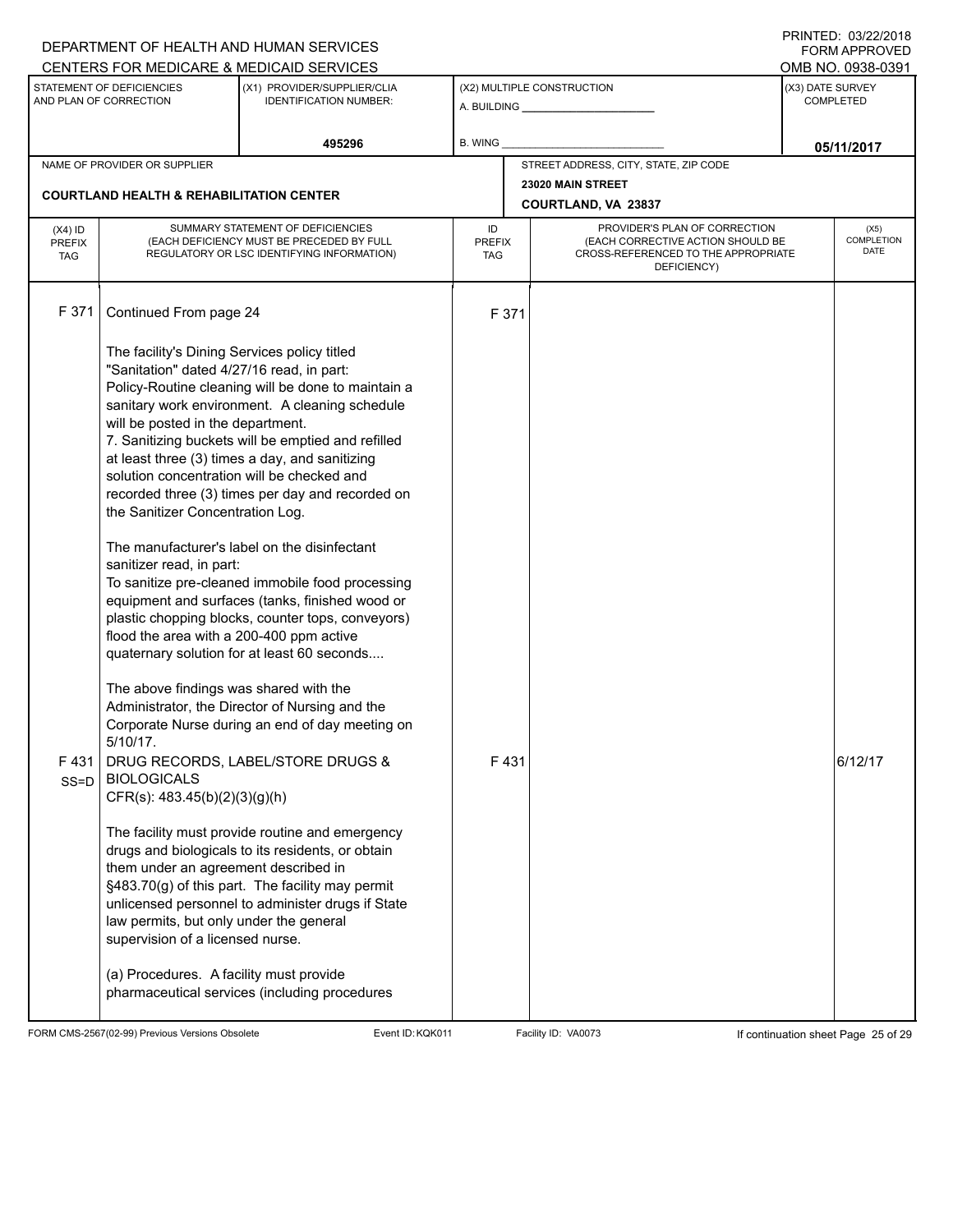DEPARTMENT OF HEALTH AND HUMAN SERVICES
CENTERS FOR MEDICARE & MEDICAID SERVICES

PRINTED: 03/22/2018
FORM APPROVED
OMB NO. 0938-0391

| STATEMENT OF DEFICIENCIES AND PLAN OF CORRECTION | (X1) PROVIDER/SUPPLIER/CLIA IDENTIFICATION NUMBER: | (X2) MULTIPLE CONSTRUCTION | (X3) DATE SURVEY COMPLETED |
|---|---|---|---|
| | 495296 | A. BUILDING ______ B. WING ______ | 05/11/2017 |

| NAME OF PROVIDER OR SUPPLIER | STREET ADDRESS, CITY, STATE, ZIP CODE |
|---|---|
| COURTLAND HEALTH & REHABILITATION CENTER | 23020 MAIN STREET COURTLAND, VA 23837 |

| (X4) ID PREFIX TAG | SUMMARY STATEMENT OF DEFICIENCIES (EACH DEFICIENCY MUST BE PRECEDED BY FULL REGULATORY OR LSC IDENTIFYING INFORMATION) | ID PREFIX TAG | PROVIDER'S PLAN OF CORRECTION (EACH CORRECTIVE ACTION SHOULD BE CROSS-REFERENCED TO THE APPROPRIATE DEFICIENCY) | (X5) COMPLETION DATE |
|---|---|---|---|---|
| F 371 | Continued From page 24<br><br>The facility's Dining Services policy titled "Sanitation" dated 4/27/16 read, in part:<br>Policy-Routine cleaning will be done to maintain a sanitary work environment. A cleaning schedule will be posted in the department.<br>7. Sanitizing buckets will be emptied and refilled at least three (3) times a day, and sanitizing solution concentration will be checked and recorded three (3) times per day and recorded on the Sanitizer Concentration Log.<br><br>The manufacturer's label on the disinfectant sanitizer read, in part:<br>To sanitize pre-cleaned immobile food processing equipment and surfaces (tanks, finished wood or plastic chopping blocks, counter tops, conveyors) flood the area with a 200-400 ppm active quaternary solution for at least 60 seconds....<br><br>The above findings was shared with the Administrator, the Director of Nursing and the Corporate Nurse during an end of day meeting on 5/10/17. | F 371 | | |
| F 431 SS=D | DRUG RECORDS, LABEL/STORE DRUGS & BIOLOGICALS<br>CFR(s): 483.45(b)(2)(3)(g)(h)<br><br>The facility must provide routine and emergency drugs and biologicals to its residents, or obtain them under an agreement described in §483.70(g) of this part. The facility may permit unlicensed personnel to administer drugs if State law permits, but only under the general supervision of a licensed nurse.<br><br>(a) Procedures. A facility must provide pharmaceutical services (including procedures | F 431 | | 6/12/17 |

FORM CMS-2567(02-99) Previous Versions Obsolete Event ID: KQK011 Facility ID: VA0073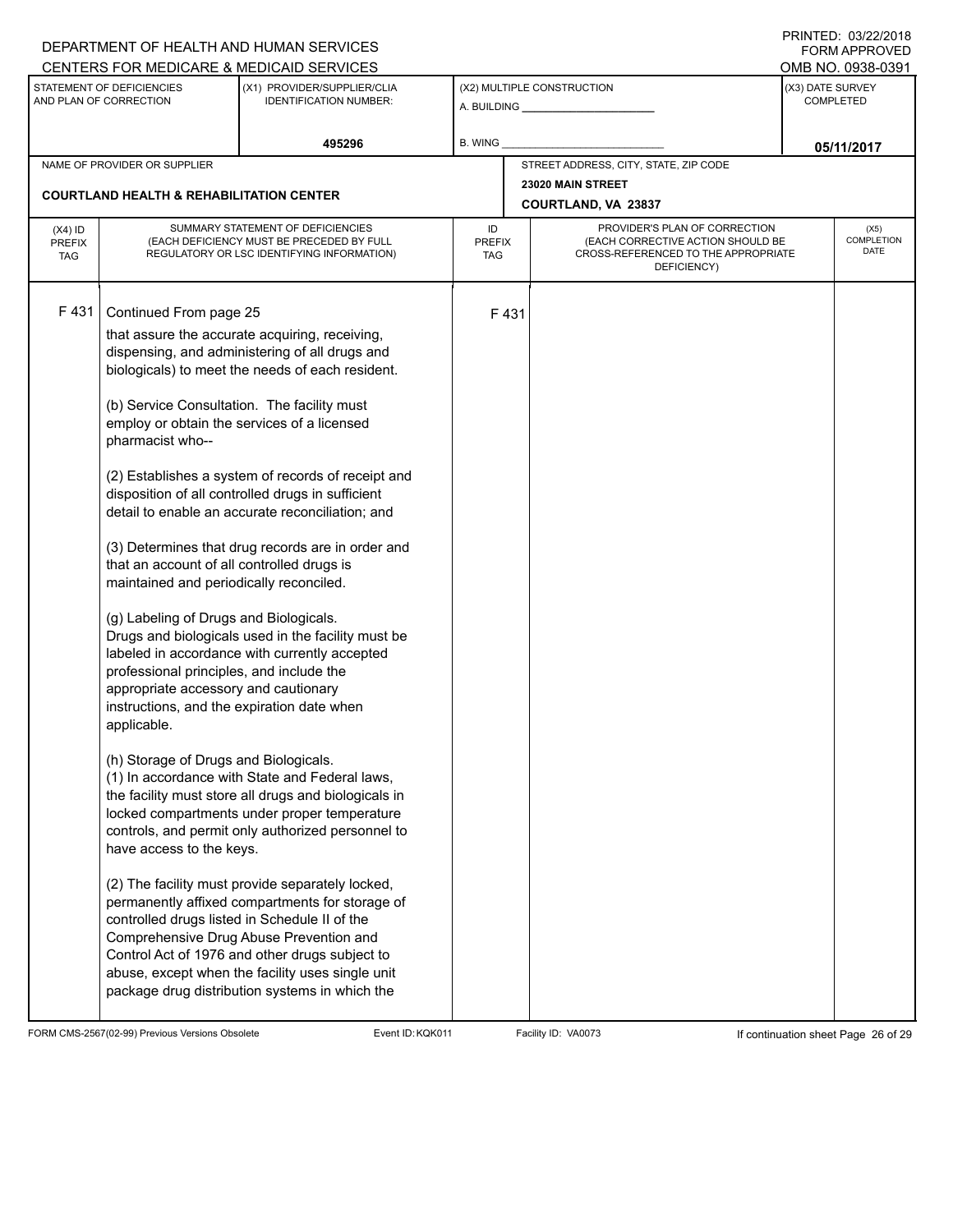DEPARTMENT OF HEALTH AND HUMAN SERVICES
CENTERS FOR MEDICARE & MEDICAID SERVICES

PRINTED: 03/22/2018
FORM APPROVED
OMB NO. 0938-0391

| STATEMENT OF DEFICIENCIES AND PLAN OF CORRECTION | (X1) PROVIDER/SUPPLIER/CLIA IDENTIFICATION NUMBER: | (X2) MULTIPLE CONSTRUCTION | (X3) DATE SURVEY COMPLETED |
|---|---|---|---|
| | 495296 | A. BUILDING ______ B. WING ______ | 05/11/2017 |

| NAME OF PROVIDER OR SUPPLIER | STREET ADDRESS, CITY, STATE, ZIP CODE |
|---|---|
| COURTLAND HEALTH & REHABILITATION CENTER | 23020 MAIN STREET COURTLAND, VA 23837 |

| (X4) ID PREFIX TAG | SUMMARY STATEMENT OF DEFICIENCIES (EACH DEFICIENCY MUST BE PRECEDED BY FULL REGULATORY OR LSC IDENTIFYING INFORMATION) | ID PREFIX TAG | PROVIDER'S PLAN OF CORRECTION (EACH CORRECTIVE ACTION SHOULD BE CROSS-REFERENCED TO THE APPROPRIATE DEFICIENCY) | (X5) COMPLETION DATE |
|---|---|---|---|---|
| F 431 | Continued From page 25 | F 431 | | |

that assure the accurate acquiring, receiving, dispensing, and administering of all drugs and biologicals) to meet the needs of each resident.

(b) Service Consultation. The facility must employ or obtain the services of a licensed pharmacist who--

(2) Establishes a system of records of receipt and disposition of all controlled drugs in sufficient detail to enable an accurate reconciliation; and

(3) Determines that drug records are in order and that an account of all controlled drugs is maintained and periodically reconciled.

(g) Labeling of Drugs and Biologicals.
Drugs and biologicals used in the facility must be labeled in accordance with currently accepted professional principles, and include the appropriate accessory and cautionary instructions, and the expiration date when applicable.

(h) Storage of Drugs and Biologicals.
(1) In accordance with State and Federal laws, the facility must store all drugs and biologicals in locked compartments under proper temperature controls, and permit only authorized personnel to have access to the keys.

(2) The facility must provide separately locked, permanently affixed compartments for storage of controlled drugs listed in Schedule II of the Comprehensive Drug Abuse Prevention and Control Act of 1976 and other drugs subject to abuse, except when the facility uses single unit package drug distribution systems in which the

FORM CMS-2567(02-99) Previous Versions Obsolete Event ID: KQK011 Facility ID: VA0073 If continuation sheet Page 26 of 29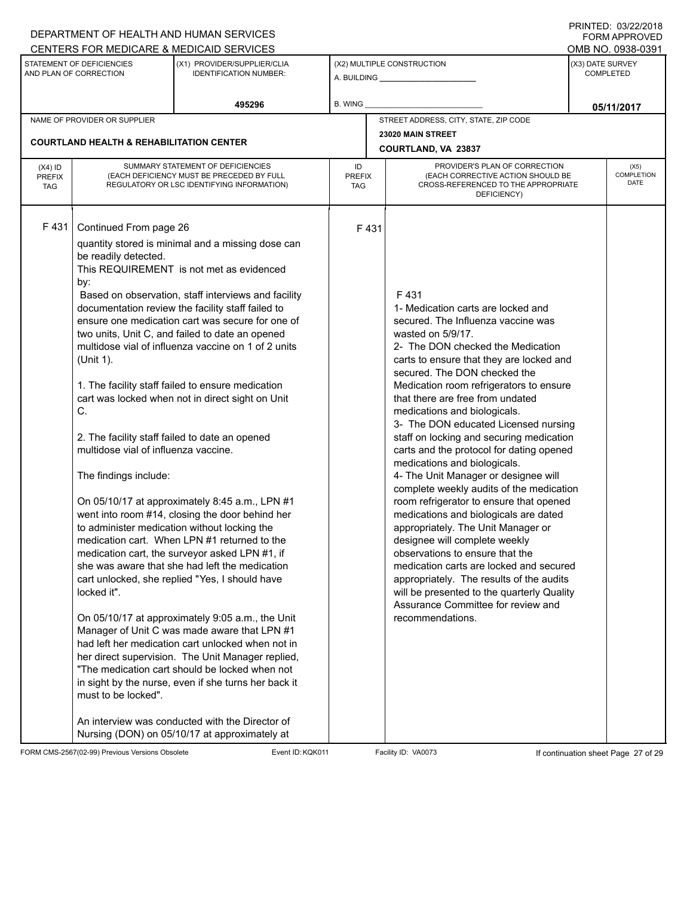DEPARTMENT OF HEALTH AND HUMAN SERVICES
CENTERS FOR MEDICARE & MEDICAID SERVICES

PRINTED: 03/22/2018
FORM APPROVED
OMB NO. 0938-0391

| STATEMENT OF DEFICIENCIES AND PLAN OF CORRECTION | (X1) PROVIDER/SUPPLIER/CLIA IDENTIFICATION NUMBER: | (X2) MULTIPLE CONSTRUCTION | (X3) DATE SURVEY COMPLETED |
|---|---|---|---|
| | 495296 | A. BUILDING ______ B. WING ______ | 05/11/2017 |

| NAME OF PROVIDER OR SUPPLIER | STREET ADDRESS, CITY, STATE, ZIP CODE |
|---|---|
| COURTLAND HEALTH & REHABILITATION CENTER | 23020 MAIN STREET COURTLAND, VA 23837 |

| (X4) ID PREFIX TAG | SUMMARY STATEMENT OF DEFICIENCIES (EACH DEFICIENCY MUST BE PRECEDED BY FULL REGULATORY OR LSC IDENTIFYING INFORMATION) | ID PREFIX TAG | PROVIDER'S PLAN OF CORRECTION (EACH CORRECTIVE ACTION SHOULD BE CROSS-REFERENCED TO THE APPROPRIATE DEFICIENCY) | (X5) COMPLETION DATE |
|---|---|---|---|---|
| F 431 | Continued From page 26<br>quantity stored is minimal and a missing dose can be readily detected.<br>This REQUIREMENT is not met as evidenced by:<br>Based on observation, staff interviews and facility documentation review the facility staff failed to ensure one medication cart was secure for one of two units, Unit C, and failed to date an opened multidose vial of influenza vaccine on 1 of 2 units (Unit 1).<br><br>1. The facility staff failed to ensure medication cart was locked when not in direct sight on Unit C.<br><br>2. The facility staff failed to date an opened multidose vial of influenza vaccine.<br><br>The findings include:<br><br>On 05/10/17 at approximately 8:45 a.m., LPN #1 went into room #14, closing the door behind her to administer medication without locking the medication cart. When LPN #1 returned to the medication cart, the surveyor asked LPN #1, if she was aware that she had left the medication cart unlocked, she replied "Yes, I should have locked it".<br><br>On 05/10/17 at approximately 9:05 a.m., the Unit Manager of Unit C was made aware that LPN #1 had left her medication cart unlocked when not in her direct supervision. The Unit Manager replied, "The medication cart should be locked when not in sight by the nurse, even if she turns her back it must to be locked".<br><br>An interview was conducted with the Director of Nursing (DON) on 05/10/17 at approximately at | F 431 | F 431<br>1- Medication carts are locked and secured. The Influenza vaccine was wasted on 5/9/17.<br>2- The DON checked the Medication carts to ensure that they are locked and secured. The DON checked the Medication room refrigerators to ensure that there are free from undated medications and biologicals.<br>3- The DON educated Licensed nursing staff on locking and securing medication carts and the protocol for dating opened medications and biologicals.<br>4- The Unit Manager or designee will complete weekly audits of the medication room refrigerator to ensure that opened medications and biologicals are dated appropriately. The Unit Manager or designee will complete weekly observations to ensure that the medication carts are locked and secured appropriately. The results of the audits will be presented to the quarterly Quality Assurance Committee for review and recommendations. | |

FORM CMS-2567(02-99) Previous Versions Obsolete Event ID: KQK011 Facility ID: VA0073 If continuation sheet Page 27 of 29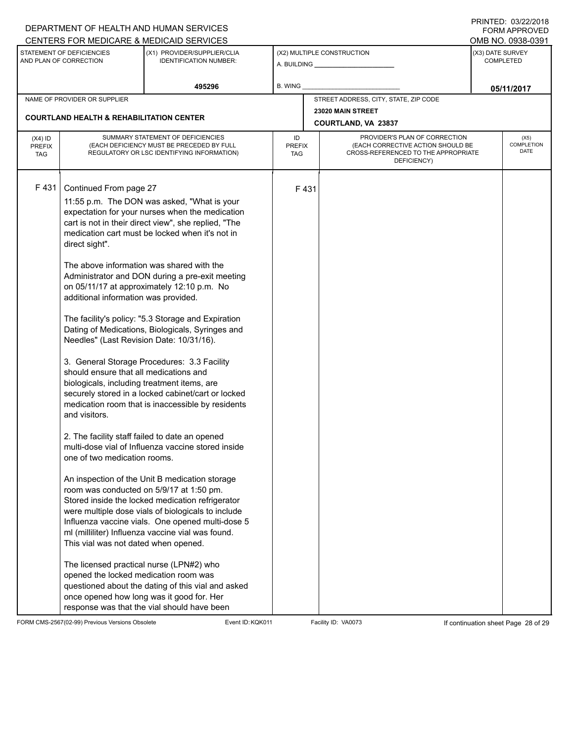DEPARTMENT OF HEALTH AND HUMAN SERVICES
CENTERS FOR MEDICARE & MEDICAID SERVICES

PRINTED: 03/22/2018
FORM APPROVED
OMB NO. 0938-0391

| STATEMENT OF DEFICIENCIES AND PLAN OF CORRECTION | (X1) PROVIDER/SUPPLIER/CLIA IDENTIFICATION NUMBER: | (X2) MULTIPLE CONSTRUCTION | (X3) DATE SURVEY COMPLETED |
|---|---|---|---|
| | 495296 | A. BUILDING ______ B. WING ______ | 05/11/2017 |

| NAME OF PROVIDER OR SUPPLIER | STREET ADDRESS, CITY, STATE, ZIP CODE |
|---|---|
| COURTLAND HEALTH & REHABILITATION CENTER | 23020 MAIN STREET COURTLAND, VA 23837 |

| (X4) ID PREFIX TAG | SUMMARY STATEMENT OF DEFICIENCIES (EACH DEFICIENCY MUST BE PRECEDED BY FULL REGULATORY OR LSC IDENTIFYING INFORMATION) | ID PREFIX TAG | PROVIDER'S PLAN OF CORRECTION (EACH CORRECTIVE ACTION SHOULD BE CROSS-REFERENCED TO THE APPROPRIATE DEFICIENCY) | (X5) COMPLETION DATE |
|---|---|---|---|---|
| F 431 | Continued From page 27 | F 431 | | |

11:55 p.m. The DON was asked, "What is your expectation for your nurses when the medication cart is not in their direct view", she replied, "The medication cart must be locked when it's not in direct sight".

The above information was shared with the Administrator and DON during a pre-exit meeting on 05/11/17 at approximately 12:10 p.m. No additional information was provided.

The facility's policy: "5.3 Storage and Expiration Dating of Medications, Biologicals, Syringes and Needles" (Last Revision Date: 10/31/16).

3. General Storage Procedures: 3.3 Facility should ensure that all medications and biologicals, including treatment items, are securely stored in a locked cabinet/cart or locked medication room that is inaccessible by residents and visitors.

2. The facility staff failed to date an opened multi-dose vial of Influenza vaccine stored inside one of two medication rooms.

An inspection of the Unit B medication storage room was conducted on 5/9/17 at 1:50 pm. Stored inside the locked medication refrigerator were multiple dose vials of biologicals to include Influenza vaccine vials. One opened multi-dose 5 ml (milliliter) Influenza vaccine vial was found. This vial was not dated when opened.

The licensed practical nurse (LPN#2) who opened the locked medication room was questioned about the dating of this vial and asked once opened how long was it good for. Her response was that the vial should have been

FORM CMS-2567(02-99) Previous Versions Obsolete Event ID: KQK011 Facility ID: VA0073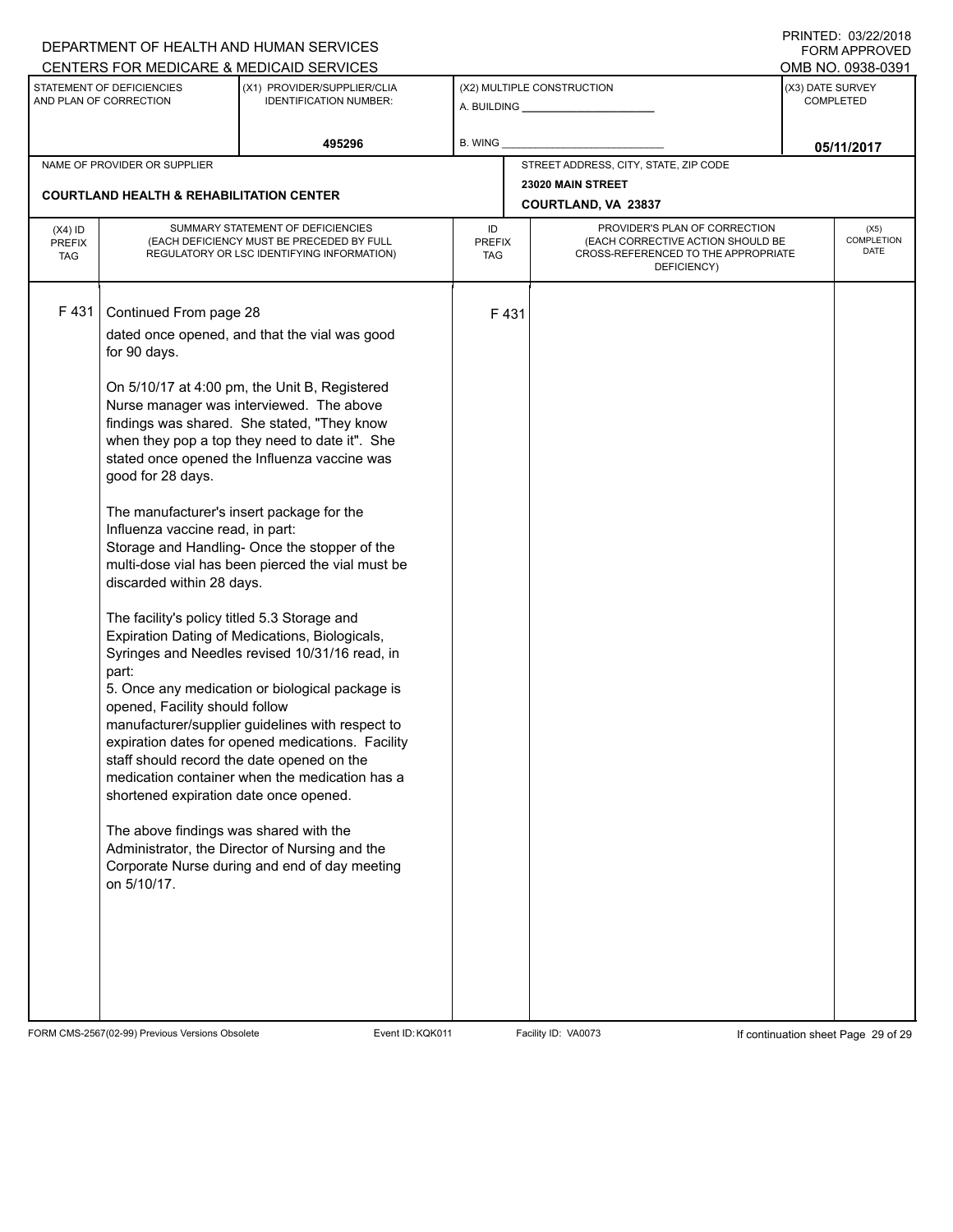DEPARTMENT OF HEALTH AND HUMAN SERVICES
CENTERS FOR MEDICARE & MEDICAID SERVICES

PRINTED: 03/22/2018
FORM APPROVED
OMB NO. 0938-0391

| STATEMENT OF DEFICIENCIES AND PLAN OF CORRECTION | (X1) PROVIDER/SUPPLIER/CLIA IDENTIFICATION NUMBER: | (X2) MULTIPLE CONSTRUCTION | (X3) DATE SURVEY COMPLETED |
|---|---|---|---|
| | 495296 | A. BUILDING ______ B. WING ______ | 05/11/2017 |

| NAME OF PROVIDER OR SUPPLIER | STREET ADDRESS, CITY, STATE, ZIP CODE |
|---|---|
| COURTLAND HEALTH & REHABILITATION CENTER | 23020 MAIN STREET COURTLAND, VA 23837 |

| (X4) ID PREFIX TAG | SUMMARY STATEMENT OF DEFICIENCIES (EACH DEFICIENCY MUST BE PRECEDED BY FULL REGULATORY OR LSC IDENTIFYING INFORMATION) | ID PREFIX TAG | PROVIDER'S PLAN OF CORRECTION (EACH CORRECTIVE ACTION SHOULD BE CROSS-REFERENCED TO THE APPROPRIATE DEFICIENCY) | (X5) COMPLETION DATE |
|---|---|---|---|---|
| F 431 | Continued From page 28 | F 431 | | |

dated once opened, and that the vial was good for 90 days.

On 5/10/17 at 4:00 pm, the Unit B, Registered Nurse manager was interviewed. The above findings was shared. She stated, "They know when they pop a top they need to date it". She stated once opened the Influenza vaccine was good for 28 days.

The manufacturer's insert package for the Influenza vaccine read, in part:
Storage and Handling- Once the stopper of the multi-dose vial has been pierced the vial must be discarded within 28 days.

The facility's policy titled 5.3 Storage and Expiration Dating of Medications, Biologicals, Syringes and Needles revised 10/31/16 read, in part:
5. Once any medication or biological package is opened, Facility should follow manufacturer/supplier guidelines with respect to expiration dates for opened medications. Facility staff should record the date opened on the medication container when the medication has a shortened expiration date once opened.

The above findings was shared with the Administrator, the Director of Nursing and the Corporate Nurse during and end of day meeting on 5/10/17.

FORM CMS-2567(02-99) Previous Versions Obsolete Event ID: KQK011 Facility ID: VA0073